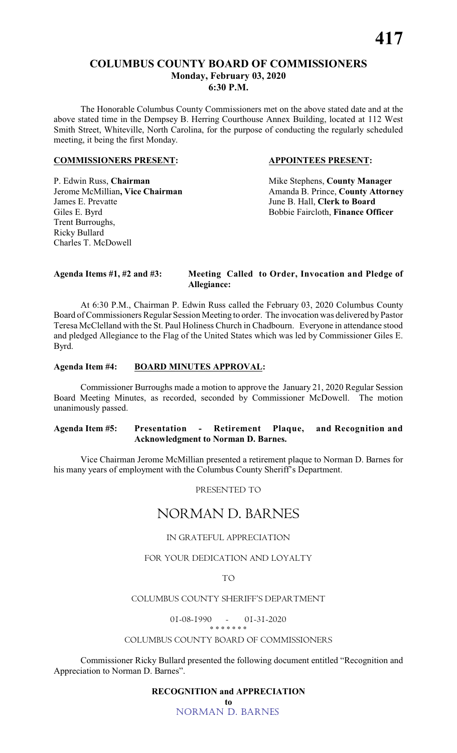# COLUMBUS COUNTY BOARD OF COMMISSIONERS

**Monday, February 03, 2020**
**6:30 P.M.**

The Honorable Columbus County Commissioners met on the above stated date and at the above stated time in the Dempsey B. Herring Courthouse Annex Building, located at 112 West Smith Street, Whiteville, North Carolina, for the purpose of conducting the regularly scheduled meeting, it being the first Monday.

| **COMMISSIONERS PRESENT:** | **APPOINTEES PRESENT:** |
|---|---|
| P. Edwin Russ, **Chairman** | Mike Stephens, **County Manager** |
| Jerome McMillian**, Vice Chairman** | Amanda B. Prince, **County Attorney** |
| James E. Prevatte | June B. Hall, **Clerk to Board** |
| Giles E. Byrd | Bobbie Faircloth, **Finance Officer** |
| Trent Burroughs, | |
| Ricky Bullard | |
| Charles T. McDowell | |

**Agenda Items #1, #2 and #3: Meeting Called to Order, Invocation and Pledge of Allegiance:**

At 6:30 P.M., Chairman P. Edwin Russ called the February 03, 2020 Columbus County Board of Commissioners Regular Session Meeting to order. The invocation was delivered by Pastor Teresa McClelland with the St. Paul Holiness Church in Chadbourn. Everyone in attendance stood and pledged Allegiance to the Flag of the United States which was led by Commissioner Giles E. Byrd.

**Agenda Item #4: BOARD MINUTES APPROVAL:**

Commissioner Burroughs made a motion to approve the January 21, 2020 Regular Session Board Meeting Minutes, as recorded, seconded by Commissioner McDowell. The motion unanimously passed.

**Agenda Item #5: Presentation - Retirement Plaque, and Recognition and Acknowledgment to Norman D. Barnes.**

Vice Chairman Jerome McMillian presented a retirement plaque to Norman D. Barnes for his many years of employment with the Columbus County Sheriff's Department.

PRESENTED TO

NORMAN D. BARNES

IN GRATEFUL APPRECIATION

FOR YOUR DEDICATION AND LOYALTY

TO

COLUMBUS COUNTY SHERIFF'S DEPARTMENT

01-08-1990 - 01-31-2020

\* \* \* \* \* \* \*

COLUMBUS COUNTY BOARD OF COMMISSIONERS

Commissioner Ricky Bullard presented the following document entitled "Recognition and Appreciation to Norman D. Barnes".

**RECOGNITION and APPRECIATION**

**to**

NORMAN D. BARNES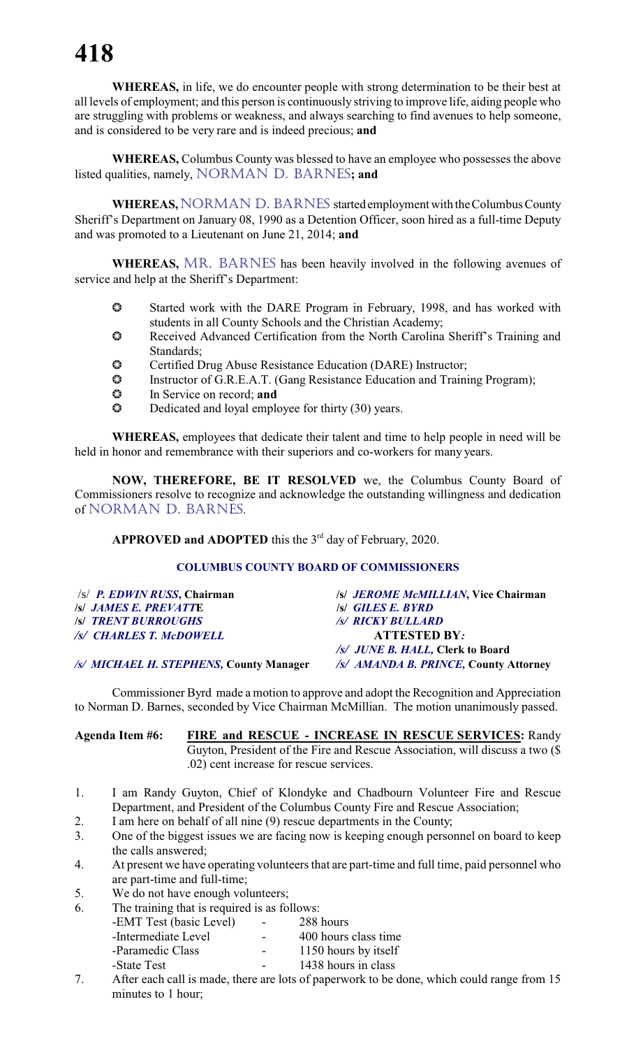**WHEREAS,** in life, we do encounter people with strong determination to be their best at all levels of employment; and this person is continuously striving to improve life, aiding people who are struggling with problems or weakness, and always searching to find avenues to help someone, and is considered to be very rare and is indeed precious; **and**

**WHEREAS,** Columbus County was blessed to have an employee who possesses the above listed qualities, namely, NORMAN D. BARNES**; and**

**WHEREAS,** NORMAN D. BARNES started employment with the Columbus County Sheriff's Department on January 08, 1990 as a Detention Officer, soon hired as a full-time Deputy and was promoted to a Lieutenant on June 21, 2014; **and**

**WHEREAS,** MR. BARNES has been heavily involved in the following avenues of service and help at the Sheriff's Department:

- Started work with the DARE Program in February, 1998, and has worked with students in all County Schools and the Christian Academy;
- Received Advanced Certification from the North Carolina Sheriff's Training and Standards;
- Certified Drug Abuse Resistance Education (DARE) Instructor;
- Instructor of G.R.E.A.T. (Gang Resistance Education and Training Program);
- In Service on record; **and**
- Dedicated and loyal employee for thirty (30) years.

**WHEREAS,** employees that dedicate their talent and time to help people in need will be held in honor and remembrance with their superiors and co-workers for many years.

**NOW, THEREFORE, BE IT RESOLVED** we, the Columbus County Board of Commissioners resolve to recognize and acknowledge the outstanding willingness and dedication of NORMAN D. BARNES.

**APPROVED and ADOPTED** this the 3rd day of February, 2020.

**COLUMBUS COUNTY BOARD OF COMMISSIONERS**

| | |
|---|---|
| /s/ ***P. EDWIN RUSS*, Chairman** | **/s/ *JEROME McMILLIAN*, Vice Chairman** |
| **/s/ *JAMES E. PREVATTE*** | **/s/ *GILES E. BYRD*** |
| **/s/ *TRENT BURROUGHS*** | ***/s/ RICKY BULLARD*** |
| ***/s/ CHARLES T. McDOWELL*** | **ATTESTED BY:** |
| | ***/s/ JUNE B. HALL*, Clerk to Board** |
| ***/s/ MICHAEL H. STEPHENS*, County Manager** | ***/s/ AMANDA B. PRINCE*, County Attorney** |

Commissioner Byrd made a motion to approve and adopt the Recognition and Appreciation to Norman D. Barnes, seconded by Vice Chairman McMillian. The motion unanimously passed.

**Agenda Item #6:** **FIRE and RESCUE - INCREASE IN RESCUE SERVICES:** Randy Guyton, President of the Fire and Rescue Association, will discuss a two ($ .02) cent increase for rescue services.

1. I am Randy Guyton, Chief of Klondyke and Chadbourn Volunteer Fire and Rescue Department, and President of the Columbus County Fire and Rescue Association;
2. I am here on behalf of all nine (9) rescue departments in the County;
3. One of the biggest issues we are facing now is keeping enough personnel on board to keep the calls answered;
4. At present we have operating volunteers that are part-time and full time, paid personnel who are part-time and full-time;
5. We do not have enough volunteers;
6. The training that is required is as follows:
   - -EMT Test (basic Level) - 288 hours
   - -Intermediate Level - 400 hours class time
   - -Paramedic Class - 1150 hours by itself
   - -State Test - 1438 hours in class
7. After each call is made, there are lots of paperwork to be done, which could range from 15 minutes to 1 hour;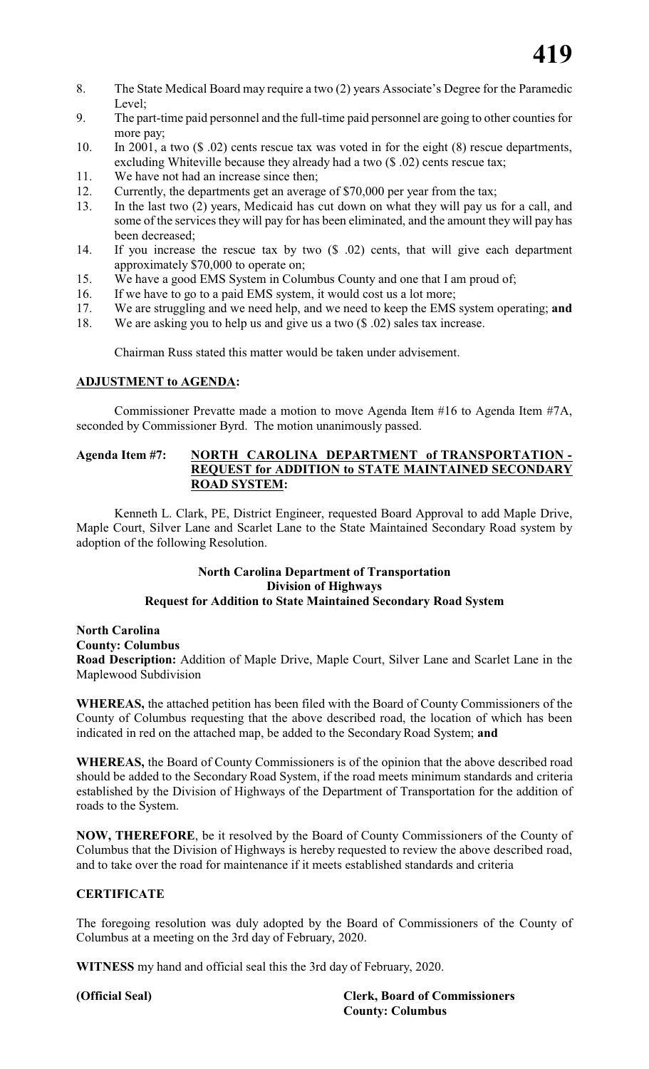8. The State Medical Board may require a two (2) years Associate's Degree for the Paramedic Level;
9. The part-time paid personnel and the full-time paid personnel are going to other counties for more pay;
10. In 2001, a two ($ .02) cents rescue tax was voted in for the eight (8) rescue departments, excluding Whiteville because they already had a two ($ .02) cents rescue tax;
11. We have not had an increase since then;
12. Currently, the departments get an average of $70,000 per year from the tax;
13. In the last two (2) years, Medicaid has cut down on what they will pay us for a call, and some of the services they will pay for has been eliminated, and the amount they will pay has been decreased;
14. If you increase the rescue tax by two ($ .02) cents, that will give each department approximately $70,000 to operate on;
15. We have a good EMS System in Columbus County and one that I am proud of;
16. If we have to go to a paid EMS system, it would cost us a lot more;
17. We are struggling and we need help, and we need to keep the EMS system operating; **and**
18. We are asking you to help us and give us a two ($ .02) sales tax increase.

Chairman Russ stated this matter would be taken under advisement.

**ADJUSTMENT to AGENDA:**

Commissioner Prevatte made a motion to move Agenda Item #16 to Agenda Item #7A, seconded by Commissioner Byrd. The motion unanimously passed.

**Agenda Item #7: NORTH CAROLINA DEPARTMENT of TRANSPORTATION - REQUEST for ADDITION to STATE MAINTAINED SECONDARY ROAD SYSTEM:**

Kenneth L. Clark, PE, District Engineer, requested Board Approval to add Maple Drive, Maple Court, Silver Lane and Scarlet Lane to the State Maintained Secondary Road system by adoption of the following Resolution.

**North Carolina Department of Transportation**
**Division of Highways**
**Request for Addition to State Maintained Secondary Road System**

**North Carolina**
**County: Columbus**
**Road Description:** Addition of Maple Drive, Maple Court, Silver Lane and Scarlet Lane in the Maplewood Subdivision

**WHEREAS,** the attached petition has been filed with the Board of County Commissioners of the County of Columbus requesting that the above described road, the location of which has been indicated in red on the attached map, be added to the Secondary Road System; **and**

**WHEREAS,** the Board of County Commissioners is of the opinion that the above described road should be added to the Secondary Road System, if the road meets minimum standards and criteria established by the Division of Highways of the Department of Transportation for the addition of roads to the System.

**NOW, THEREFORE**, be it resolved by the Board of County Commissioners of the County of Columbus that the Division of Highways is hereby requested to review the above described road, and to take over the road for maintenance if it meets established standards and criteria

**CERTIFICATE**

The foregoing resolution was duly adopted by the Board of Commissioners of the County of Columbus at a meeting on the 3rd day of February, 2020.

**WITNESS** my hand and official seal this the 3rd day of February, 2020.

**(Official Seal)** **Clerk, Board of Commissioners**
**County: Columbus**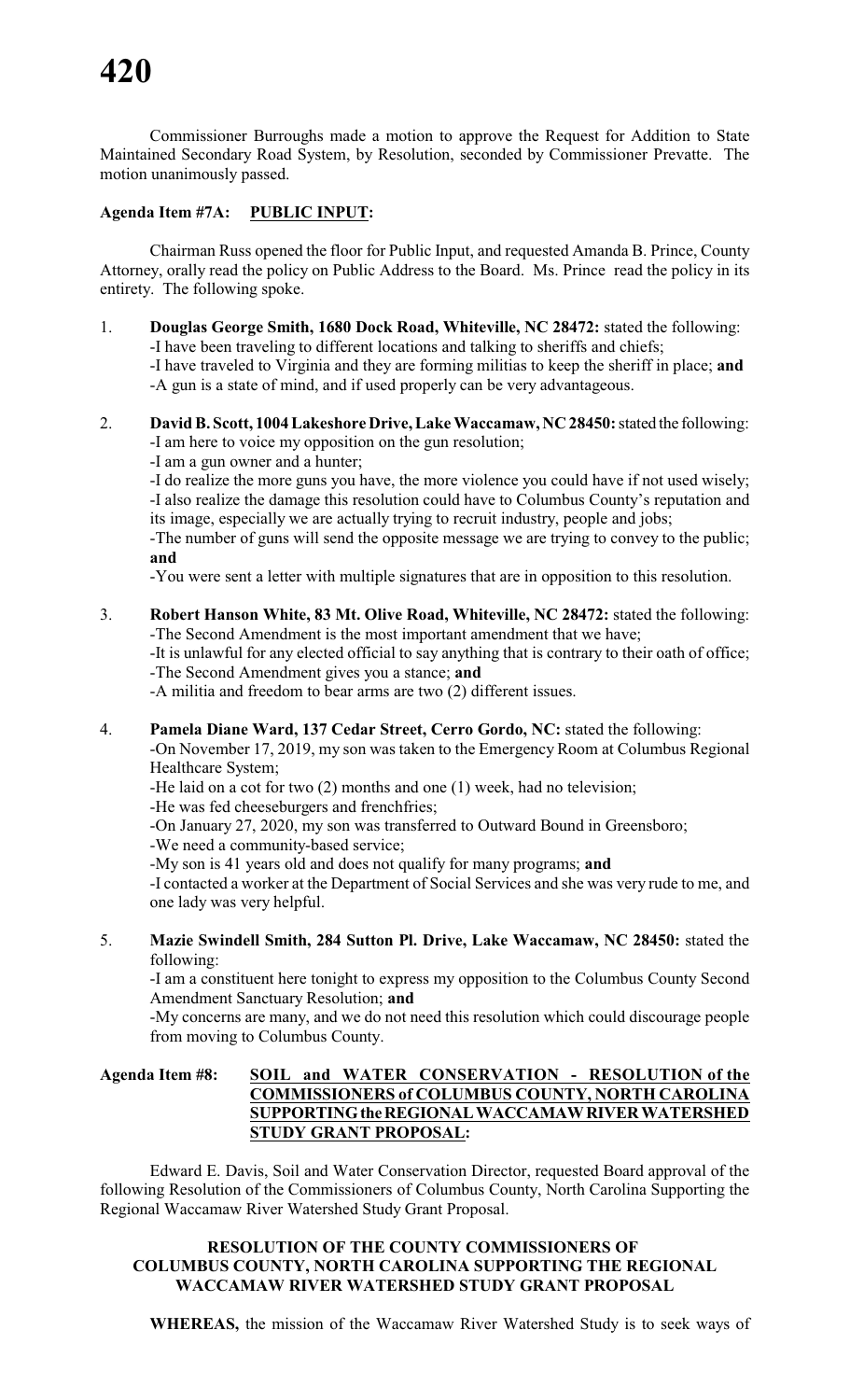Commissioner Burroughs made a motion to approve the Request for Addition to State Maintained Secondary Road System, by Resolution, seconded by Commissioner Prevatte. The motion unanimously passed.

**Agenda Item #7A: PUBLIC INPUT:**

Chairman Russ opened the floor for Public Input, and requested Amanda B. Prince, County Attorney, orally read the policy on Public Address to the Board. Ms. Prince read the policy in its entirety. The following spoke.

1. **Douglas George Smith, 1680 Dock Road, Whiteville, NC 28472:** stated the following:
   -I have been traveling to different locations and talking to sheriffs and chiefs;
   -I have traveled to Virginia and they are forming militias to keep the sheriff in place; **and**
   -A gun is a state of mind, and if used properly can be very advantageous.

2. **David B. Scott, 1004 Lakeshore Drive, Lake Waccamaw, NC 28450:** stated the following:
   -I am here to voice my opposition on the gun resolution;
   -I am a gun owner and a hunter;
   -I do realize the more guns you have, the more violence you could have if not used wisely;
   -I also realize the damage this resolution could have to Columbus County's reputation and its image, especially we are actually trying to recruit industry, people and jobs;
   -The number of guns will send the opposite message we are trying to convey to the public; **and**
   -You were sent a letter with multiple signatures that are in opposition to this resolution.

3. **Robert Hanson White, 83 Mt. Olive Road, Whiteville, NC 28472:** stated the following:
   -The Second Amendment is the most important amendment that we have;
   -It is unlawful for any elected official to say anything that is contrary to their oath of office;
   -The Second Amendment gives you a stance; **and**
   -A militia and freedom to bear arms are two (2) different issues.

4. **Pamela Diane Ward, 137 Cedar Street, Cerro Gordo, NC:** stated the following:
   -On November 17, 2019, my son was taken to the Emergency Room at Columbus Regional Healthcare System;
   -He laid on a cot for two (2) months and one (1) week, had no television;
   -He was fed cheeseburgers and frenchfries;
   -On January 27, 2020, my son was transferred to Outward Bound in Greensboro;
   -We need a community-based service;
   -My son is 41 years old and does not qualify for many programs; **and**
   -I contacted a worker at the Department of Social Services and she was very rude to me, and one lady was very helpful.

5. **Mazie Swindell Smith, 284 Sutton Pl. Drive, Lake Waccamaw, NC 28450:** stated the following:
   -I am a constituent here tonight to express my opposition to the Columbus County Second Amendment Sanctuary Resolution; **and**
   -My concerns are many, and we do not need this resolution which could discourage people from moving to Columbus County.

**Agenda Item #8: SOIL and WATER CONSERVATION - RESOLUTION of the COMMISSIONERS of COLUMBUS COUNTY, NORTH CAROLINA SUPPORTING the REGIONAL WACCAMAW RIVER WATERSHED STUDY GRANT PROPOSAL:**

Edward E. Davis, Soil and Water Conservation Director, requested Board approval of the following Resolution of the Commissioners of Columbus County, North Carolina Supporting the Regional Waccamaw River Watershed Study Grant Proposal.

**RESOLUTION OF THE COUNTY COMMISSIONERS OF COLUMBUS COUNTY, NORTH CAROLINA SUPPORTING THE REGIONAL WACCAMAW RIVER WATERSHED STUDY GRANT PROPOSAL**

**WHEREAS,** the mission of the Waccamaw River Watershed Study is to seek ways of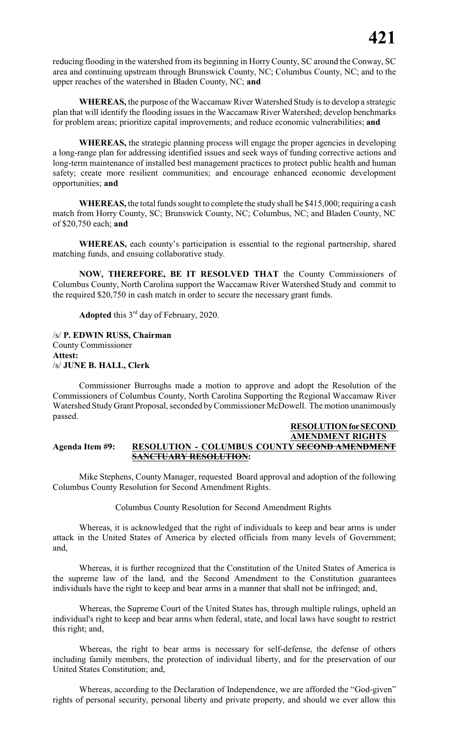reducing flooding in the watershed from its beginning in Horry County, SC around the Conway, SC area and continuing upstream through Brunswick County, NC; Columbus County, NC; and to the upper reaches of the watershed in Bladen County, NC; **and**

**WHEREAS,** the purpose of the Waccamaw River Watershed Study is to develop a strategic plan that will identify the flooding issues in the Waccamaw River Watershed; develop benchmarks for problem areas; prioritize capital improvements; and reduce economic vulnerabilities; **and**

**WHEREAS,** the strategic planning process will engage the proper agencies in developing a long-range plan for addressing identified issues and seek ways of funding corrective actions and long-term maintenance of installed best management practices to protect public health and human safety; create more resilient communities; and encourage enhanced economic development opportunities; **and**

**WHEREAS,** the total funds sought to complete the study shall be $415,000; requiring a cash match from Horry County, SC; Brunswick County, NC; Columbus, NC; and Bladen County, NC of $20,750 each; **and**

**WHEREAS,** each county's participation is essential to the regional partnership, shared matching funds, and ensuing collaborative study.

**NOW, THEREFORE, BE IT RESOLVED THAT** the County Commissioners of Columbus County, North Carolina support the Waccamaw River Watershed Study and commit to the required $20,750 in cash match in order to secure the necessary grant funds.

**Adopted** this 3rd day of February, 2020.

/s/ **P. EDWIN RUSS, Chairman**
County Commissioner
**Attest:**
/s/ **JUNE B. HALL, Clerk**

Commissioner Burroughs made a motion to approve and adopt the Resolution of the Commissioners of Columbus County, North Carolina Supporting the Regional Waccamaw River Watershed Study Grant Proposal, seconded by Commissioner McDowell. The motion unanimously passed.

**RESOLUTION for SECOND AMENDMENT RIGHTS**

**Agenda Item #9: RESOLUTION - COLUMBUS COUNTY ~~SECOND AMENDMENT SANCTUARY RESOLUTION~~:**

Mike Stephens, County Manager, requested Board approval and adoption of the following Columbus County Resolution for Second Amendment Rights.

Columbus County Resolution for Second Amendment Rights

Whereas, it is acknowledged that the right of individuals to keep and bear arms is under attack in the United States of America by elected officials from many levels of Government; and,

Whereas, it is further recognized that the Constitution of the United States of America is the supreme law of the land, and the Second Amendment to the Constitution guarantees individuals have the right to keep and bear arms in a manner that shall not be infringed; and,

Whereas, the Supreme Court of the United States has, through multiple rulings, upheld an individual's right to keep and bear arms when federal, state, and local laws have sought to restrict this right; and,

Whereas, the right to bear arms is necessary for self-defense, the defense of others including family members, the protection of individual liberty, and for the preservation of our United States Constitution; and,

Whereas, according to the Declaration of Independence, we are afforded the "God-given" rights of personal security, personal liberty and private property, and should we ever allow this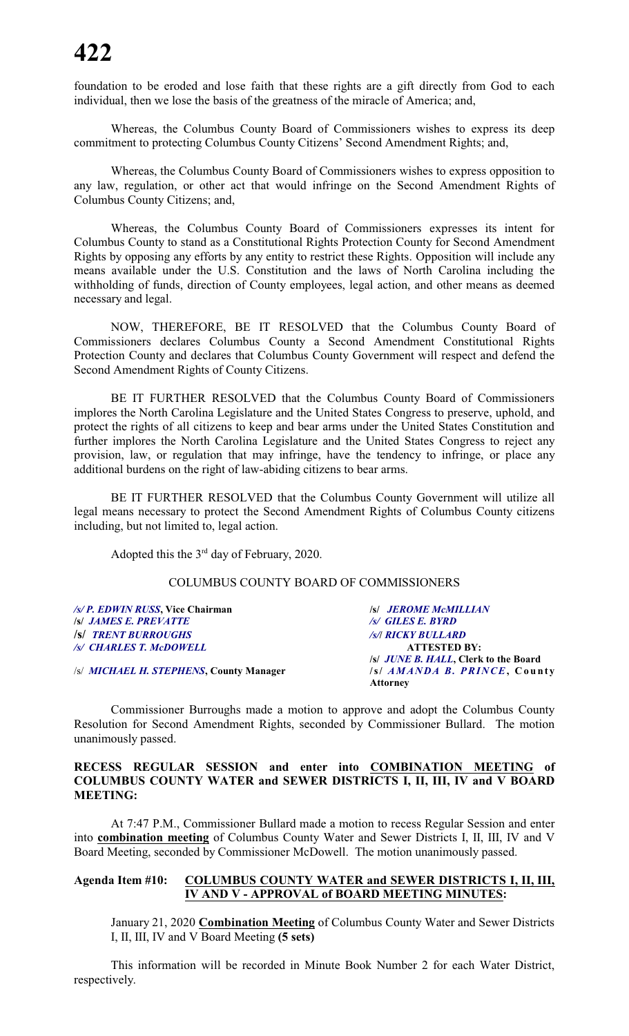foundation to be eroded and lose faith that these rights are a gift directly from God to each individual, then we lose the basis of the greatness of the miracle of America; and,

Whereas, the Columbus County Board of Commissioners wishes to express its deep commitment to protecting Columbus County Citizens' Second Amendment Rights; and,

Whereas, the Columbus County Board of Commissioners wishes to express opposition to any law, regulation, or other act that would infringe on the Second Amendment Rights of Columbus County Citizens; and,

Whereas, the Columbus County Board of Commissioners expresses its intent for Columbus County to stand as a Constitutional Rights Protection County for Second Amendment Rights by opposing any efforts by any entity to restrict these Rights. Opposition will include any means available under the U.S. Constitution and the laws of North Carolina including the withholding of funds, direction of County employees, legal action, and other means as deemed necessary and legal.

NOW, THEREFORE, BE IT RESOLVED that the Columbus County Board of Commissioners declares Columbus County a Second Amendment Constitutional Rights Protection County and declares that Columbus County Government will respect and defend the Second Amendment Rights of County Citizens.

BE IT FURTHER RESOLVED that the Columbus County Board of Commissioners implores the North Carolina Legislature and the United States Congress to preserve, uphold, and protect the rights of all citizens to keep and bear arms under the United States Constitution and further implores the North Carolina Legislature and the United States Congress to reject any provision, law, or regulation that may infringe, have the tendency to infringe, or place any additional burdens on the right of law-abiding citizens to bear arms.

BE IT FURTHER RESOLVED that the Columbus County Government will utilize all legal means necessary to protect the Second Amendment Rights of Columbus County citizens including, but not limited to, legal action.

Adopted this the 3rd day of February, 2020.

COLUMBUS COUNTY BOARD OF COMMISSIONERS

*/s/ P. EDWIN RUSS*, **Vice Chairman**
/s/ *JAMES E. PREVATTE*
**/s/** *TRENT BURROUGHS*
*/s/ CHARLES T. McDOWELL*

/s/ *MICHAEL H. STEPHENS*, **County Manager**

/s/ *JEROME McMILLIAN*
*/s/ GILES E. BYRD*
*/s/| RICKY BULLARD*
**ATTESTED BY:**
/s/ *JUNE B. HALL*, **Clerk to the Board**
/s/ *AMANDA B. PRINCE*, **County Attorney**

Commissioner Burroughs made a motion to approve and adopt the Columbus County Resolution for Second Amendment Rights, seconded by Commissioner Bullard. The motion unanimously passed.

**RECESS REGULAR SESSION and enter into COMBINATION MEETING of COLUMBUS COUNTY WATER and SEWER DISTRICTS I, II, III, IV and V BOARD MEETING:**

At 7:47 P.M., Commissioner Bullard made a motion to recess Regular Session and enter into **combination meeting** of Columbus County Water and Sewer Districts I, II, III, IV and V Board Meeting, seconded by Commissioner McDowell. The motion unanimously passed.

**Agenda Item #10: COLUMBUS COUNTY WATER and SEWER DISTRICTS I, II, III, IV AND V - APPROVAL of BOARD MEETING MINUTES:**

January 21, 2020 **Combination Meeting** of Columbus County Water and Sewer Districts I, II, III, IV and V Board Meeting **(5 sets)**

This information will be recorded in Minute Book Number 2 for each Water District, respectively.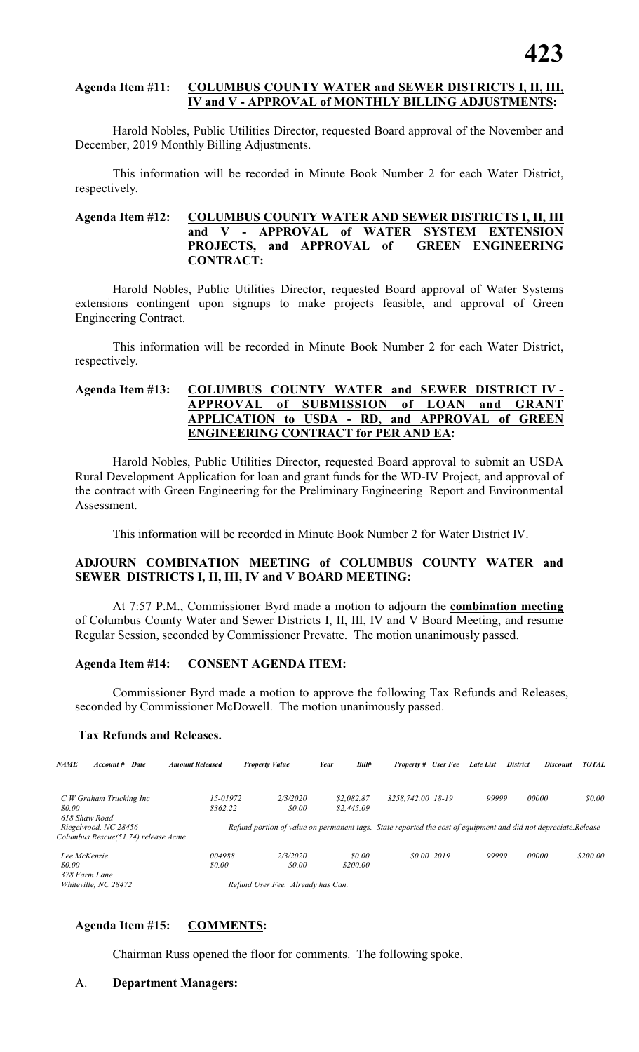**Agenda Item #11: COLUMBUS COUNTY WATER and SEWER DISTRICTS I, II, III, IV and V - APPROVAL of MONTHLY BILLING ADJUSTMENTS:**

Harold Nobles, Public Utilities Director, requested Board approval of the November and December, 2019 Monthly Billing Adjustments.

This information will be recorded in Minute Book Number 2 for each Water District, respectively.

**Agenda Item #12: COLUMBUS COUNTY WATER AND SEWER DISTRICTS I, II, III and V - APPROVAL of WATER SYSTEM EXTENSION PROJECTS, and APPROVAL of GREEN ENGINEERING CONTRACT:**

Harold Nobles, Public Utilities Director, requested Board approval of Water Systems extensions contingent upon signups to make projects feasible, and approval of Green Engineering Contract.

This information will be recorded in Minute Book Number 2 for each Water District, respectively.

**Agenda Item #13: COLUMBUS COUNTY WATER and SEWER DISTRICT IV - APPROVAL of SUBMISSION of LOAN and GRANT APPLICATION to USDA - RD, and APPROVAL of GREEN ENGINEERING CONTRACT for PER AND EA:**

Harold Nobles, Public Utilities Director, requested Board approval to submit an USDA Rural Development Application for loan and grant funds for the WD-IV Project, and approval of the contract with Green Engineering for the Preliminary Engineering Report and Environmental Assessment.

This information will be recorded in Minute Book Number 2 for Water District IV.

**ADJOURN COMBINATION MEETING of COLUMBUS COUNTY WATER and SEWER DISTRICTS I, II, III, IV and V BOARD MEETING:**

At 7:57 P.M., Commissioner Byrd made a motion to adjourn the **combination meeting** of Columbus County Water and Sewer Districts I, II, III, IV and V Board Meeting, and resume Regular Session, seconded by Commissioner Prevatte. The motion unanimously passed.

**Agenda Item #14: CONSENT AGENDA ITEM:**

Commissioner Byrd made a motion to approve the following Tax Refunds and Releases, seconded by Commissioner McDowell. The motion unanimously passed.

**Tax Refunds and Releases.**

| *NAME* | *Account #* | *Date* | *Amount Released* | *Property Value* | *Year* | *Bill#* | *Property #* | *User Fee* | *Late List* | *District* | *Discount* | *TOTAL* |
|---|---|---|---|---|---|---|---|---|---|---|---|---|
| *C W Graham Trucking Inc* *$0.00* *618 Shaw Road* *Riegelwood, NC 28456* *Columbus Rescue(51.74) release Acme* | *15-01972* | *2/3/2020* | *$362.22* | *$2,082.87* | | *$258,742.00* | *18-19* | | *99999* | *00000* | | *$0.00* |
| | | | | *$0.00* | | *$2,445.09* | | | | | | |
| *Refund portion of value on permanent tags. State reported the cost of equipment and did not depreciate.Release* | | | | | | | | | | | | |
| *Lee McKenzie* *$0.00* *378 Farm Lane* *Whiteville, NC 28472* | *004988* | *2/3/2020* | *$0.00* | *$0.00* | | *$0.00* | *2019* | *$200.00* | *99999* | *00000* | | *$200.00* |
| *Refund User Fee. Already has Can.* | | | | | | | | | | | | |

**Agenda Item #15: COMMENTS:**

Chairman Russ opened the floor for comments. The following spoke.

A. **Department Managers:**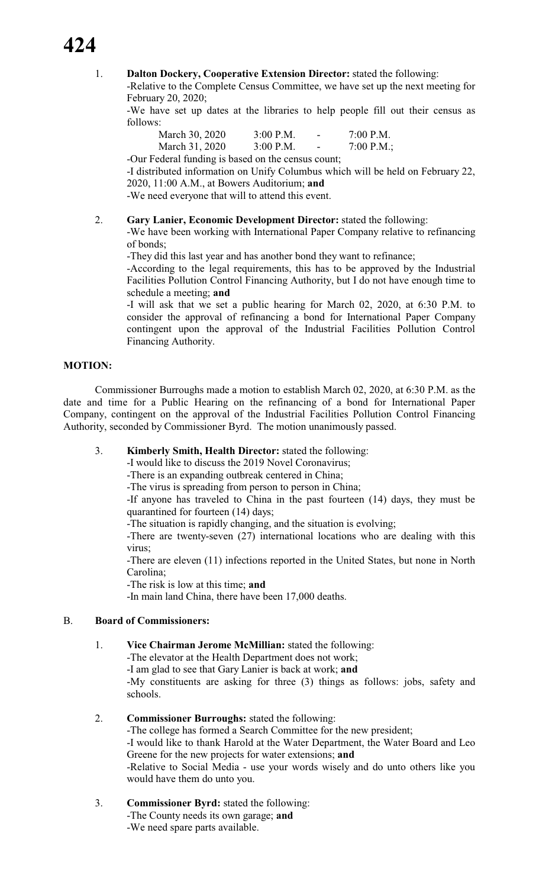1. **Dalton Dockery, Cooperative Extension Director:** stated the following:

   -Relative to the Complete Census Committee, we have set up the next meeting for February 20, 2020;

   -We have set up dates at the libraries to help people fill out their census as follows:

   | | | | |
   |---|---|---|---|
   | March 30, 2020 | 3:00 P.M. | - | 7:00 P.M. |
   | March 31, 2020 | 3:00 P.M. | - | 7:00 P.M.; |

   -Our Federal funding is based on the census count;

   -I distributed information on Unify Columbus which will be held on February 22, 2020, 11:00 A.M., at Bowers Auditorium; **and**

   -We need everyone that will to attend this event.

2. **Gary Lanier, Economic Development Director:** stated the following:

   -We have been working with International Paper Company relative to refinancing of bonds;

   -They did this last year and has another bond they want to refinance;

   -According to the legal requirements, this has to be approved by the Industrial Facilities Pollution Control Financing Authority, but I do not have enough time to schedule a meeting; **and**

   -I will ask that we set a public hearing for March 02, 2020, at 6:30 P.M. to consider the approval of refinancing a bond for International Paper Company contingent upon the approval of the Industrial Facilities Pollution Control Financing Authority.

**MOTION:**

Commissioner Burroughs made a motion to establish March 02, 2020, at 6:30 P.M. as the date and time for a Public Hearing on the refinancing of a bond for International Paper Company, contingent on the approval of the Industrial Facilities Pollution Control Financing Authority, seconded by Commissioner Byrd. The motion unanimously passed.

3. **Kimberly Smith, Health Director:** stated the following:

   -I would like to discuss the 2019 Novel Coronavirus;

   -There is an expanding outbreak centered in China;

   -The virus is spreading from person to person in China;

   -If anyone has traveled to China in the past fourteen (14) days, they must be quarantined for fourteen (14) days;

   -The situation is rapidly changing, and the situation is evolving;

   -There are twenty-seven (27) international locations who are dealing with this virus;

   -There are eleven (11) infections reported in the United States, but none in North Carolina;

   -The risk is low at this time; **and**

   -In main land China, there have been 17,000 deaths.

B. **Board of Commissioners:**

1. **Vice Chairman Jerome McMillian:** stated the following:

   -The elevator at the Health Department does not work;

   -I am glad to see that Gary Lanier is back at work; **and**

   -My constituents are asking for three (3) things as follows: jobs, safety and schools.

2. **Commissioner Burroughs:** stated the following:

   -The college has formed a Search Committee for the new president;

   -I would like to thank Harold at the Water Department, the Water Board and Leo Greene for the new projects for water extensions; **and**

   -Relative to Social Media - use your words wisely and do unto others like you would have them do unto you.

3. **Commissioner Byrd:** stated the following:

   -The County needs its own garage; **and**

   -We need spare parts available.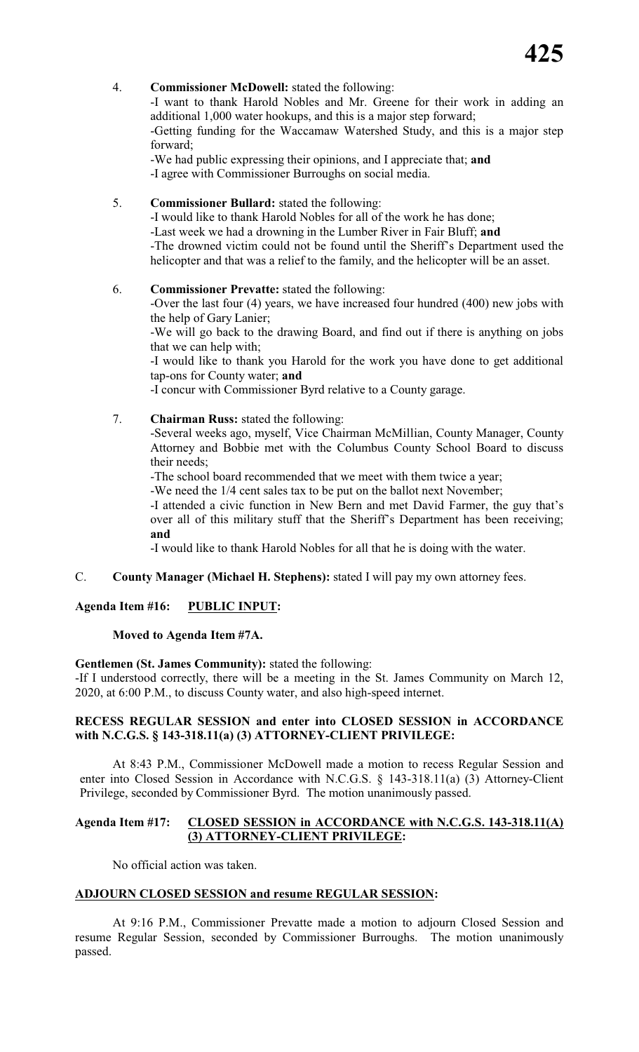4. **Commissioner McDowell:** stated the following:
   -I want to thank Harold Nobles and Mr. Greene for their work in adding an additional 1,000 water hookups, and this is a major step forward;
   -Getting funding for the Waccamaw Watershed Study, and this is a major step forward;
   -We had public expressing their opinions, and I appreciate that; **and**
   -I agree with Commissioner Burroughs on social media.

5. **Commissioner Bullard:** stated the following:
   -I would like to thank Harold Nobles for all of the work he has done;
   -Last week we had a drowning in the Lumber River in Fair Bluff; **and**
   -The drowned victim could not be found until the Sheriff's Department used the helicopter and that was a relief to the family, and the helicopter will be an asset.

6. **Commissioner Prevatte:** stated the following:
   -Over the last four (4) years, we have increased four hundred (400) new jobs with the help of Gary Lanier;
   -We will go back to the drawing Board, and find out if there is anything on jobs that we can help with;
   -I would like to thank you Harold for the work you have done to get additional tap-ons for County water; **and**
   -I concur with Commissioner Byrd relative to a County garage.

7. **Chairman Russ:** stated the following:
   -Several weeks ago, myself, Vice Chairman McMillian, County Manager, County Attorney and Bobbie met with the Columbus County School Board to discuss their needs;
   -The school board recommended that we meet with them twice a year;
   -We need the 1/4 cent sales tax to be put on the ballot next November;
   -I attended a civic function in New Bern and met David Farmer, the guy that's over all of this military stuff that the Sheriff's Department has been receiving; **and**
   -I would like to thank Harold Nobles for all that he is doing with the water.

C. **County Manager (Michael H. Stephens):** stated I will pay my own attorney fees.

**Agenda Item #16: PUBLIC INPUT:**

**Moved to Agenda Item #7A.**

**Gentlemen (St. James Community):** stated the following:
-If I understood correctly, there will be a meeting in the St. James Community on March 12, 2020, at 6:00 P.M., to discuss County water, and also high-speed internet.

**RECESS REGULAR SESSION and enter into CLOSED SESSION in ACCORDANCE with N.C.G.S. § 143-318.11(a) (3) ATTORNEY-CLIENT PRIVILEGE:**

At 8:43 P.M., Commissioner McDowell made a motion to recess Regular Session and enter into Closed Session in Accordance with N.C.G.S. § 143-318.11(a) (3) Attorney-Client Privilege, seconded by Commissioner Byrd. The motion unanimously passed.

**Agenda Item #17: CLOSED SESSION in ACCORDANCE with N.C.G.S. 143-318.11(A) (3) ATTORNEY-CLIENT PRIVILEGE:**

No official action was taken.

**ADJOURN CLOSED SESSION and resume REGULAR SESSION:**

At 9:16 P.M., Commissioner Prevatte made a motion to adjourn Closed Session and resume Regular Session, seconded by Commissioner Burroughs. The motion unanimously passed.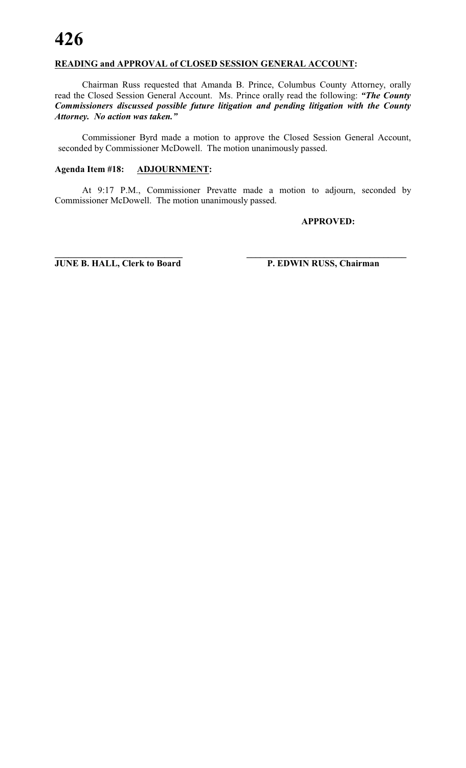**READING and APPROVAL of CLOSED SESSION GENERAL ACCOUNT:**

Chairman Russ requested that Amanda B. Prince, Columbus County Attorney, orally read the Closed Session General Account. Ms. Prince orally read the following: ***"The County Commissioners discussed possible future litigation and pending litigation with the County Attorney. No action was taken."***

Commissioner Byrd made a motion to approve the Closed Session General Account, seconded by Commissioner McDowell. The motion unanimously passed.

**Agenda Item #18: ADJOURNMENT:**

At 9:17 P.M., Commissioner Prevatte made a motion to adjourn, seconded by Commissioner McDowell. The motion unanimously passed.

**APPROVED:**

**\_\_\_\_\_\_\_\_\_\_\_\_\_\_\_\_\_\_\_\_\_\_\_\_\_\_\_\_**
**JUNE B. HALL, Clerk to Board**

**\_\_\_\_\_\_\_\_\_\_\_\_\_\_\_\_\_\_\_\_\_\_\_\_\_\_\_\_\_\_\_\_\_\_\_\_**
**P. EDWIN RUSS, Chairman**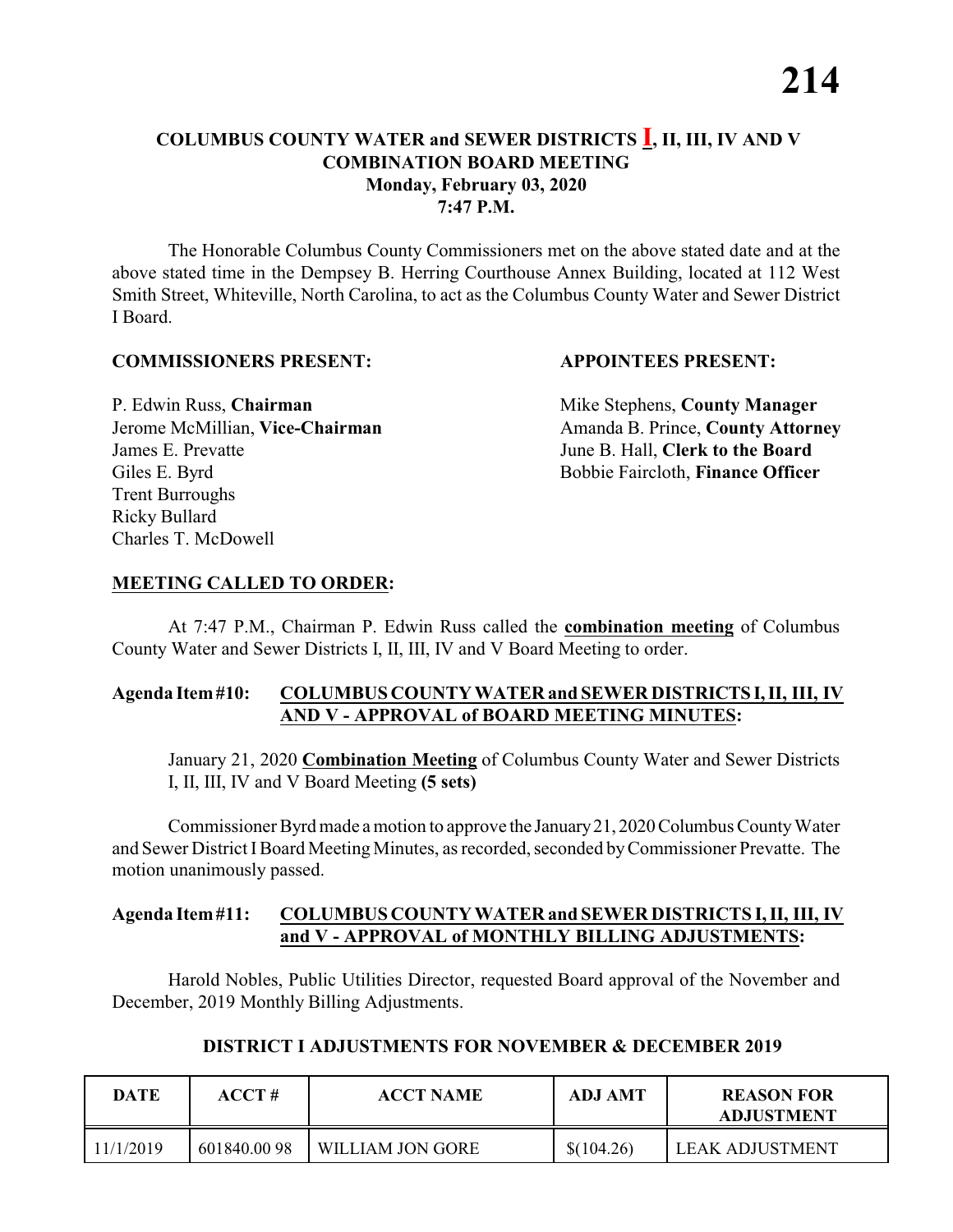## COLUMBUS COUNTY WATER and SEWER DISTRICTS I, II, III, IV AND V COMBINATION BOARD MEETING
### Monday, February 03, 2020
### 7:47 P.M.

The Honorable Columbus County Commissioners met on the above stated date and at the above stated time in the Dempsey B. Herring Courthouse Annex Building, located at 112 West Smith Street, Whiteville, North Carolina, to act as the Columbus County Water and Sewer District I Board.

**COMMISSIONERS PRESENT:**

P. Edwin Russ, **Chairman**
Jerome McMillian, **Vice-Chairman**
James E. Prevatte
Giles E. Byrd
Trent Burroughs
Ricky Bullard
Charles T. McDowell

**APPOINTEES PRESENT:**

Mike Stephens, **County Manager**
Amanda B. Prince, **County Attorney**
June B. Hall, **Clerk to the Board**
Bobbie Faircloth, **Finance Officer**

**MEETING CALLED TO ORDER:**

At 7:47 P.M., Chairman P. Edwin Russ called the **combination meeting** of Columbus County Water and Sewer Districts I, II, III, IV and V Board Meeting to order.

**Agenda Item #10: COLUMBUS COUNTY WATER and SEWER DISTRICTS I, II, III, IV AND V - APPROVAL of BOARD MEETING MINUTES:**

January 21, 2020 **Combination Meeting** of Columbus County Water and Sewer Districts I, II, III, IV and V Board Meeting **(5 sets)**

Commissioner Byrd made a motion to approve the January 21, 2020 Columbus County Water and Sewer District I Board Meeting Minutes, as recorded, seconded by Commissioner Prevatte. The motion unanimously passed.

**Agenda Item #11: COLUMBUS COUNTY WATER and SEWER DISTRICTS I, II, III, IV and V - APPROVAL of MONTHLY BILLING ADJUSTMENTS:**

Harold Nobles, Public Utilities Director, requested Board approval of the November and December, 2019 Monthly Billing Adjustments.

**DISTRICT I ADJUSTMENTS FOR NOVEMBER & DECEMBER 2019**

| DATE | ACCT # | ACCT NAME | ADJ AMT | REASON FOR ADJUSTMENT |
|---|---|---|---|---|
| 11/1/2019 | 601840.00 98 | WILLIAM JON GORE | $(104.26) | LEAK ADJUSTMENT |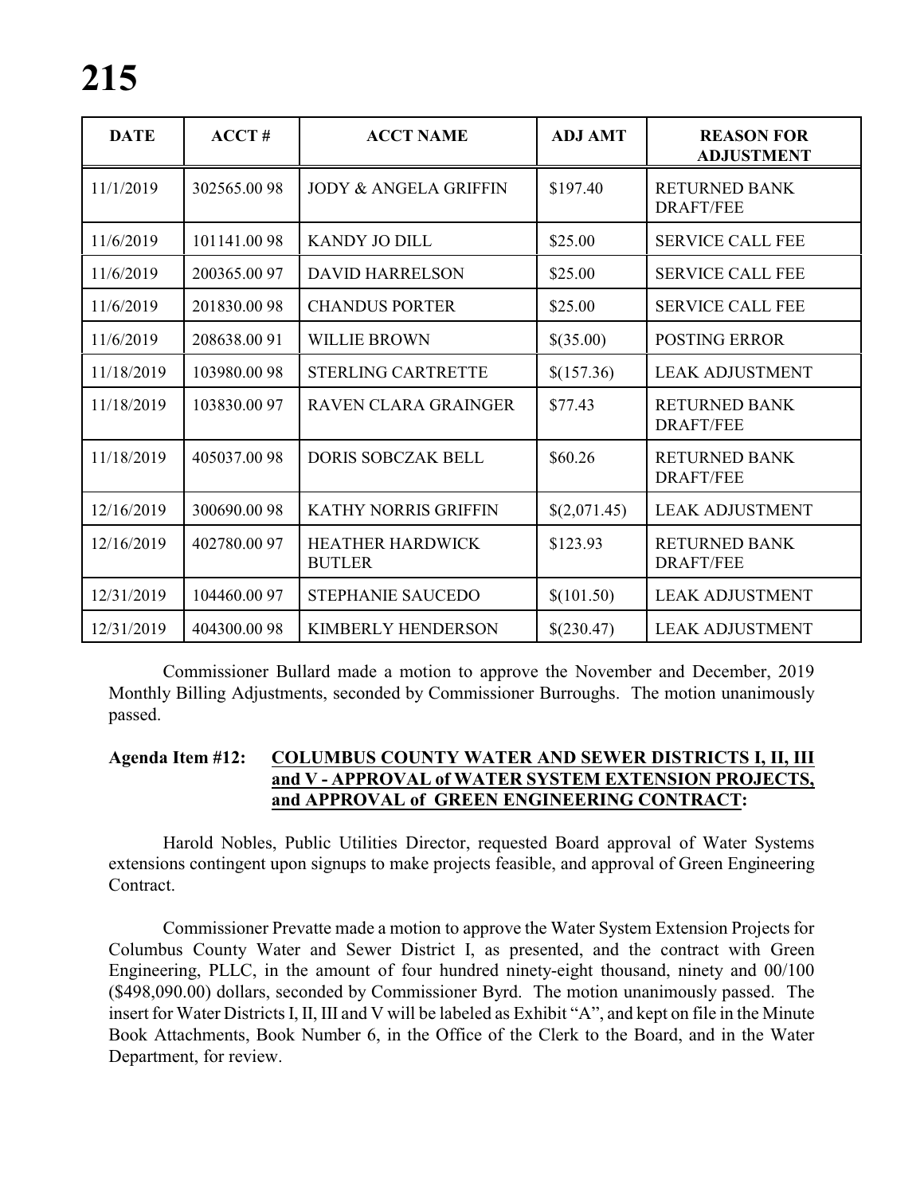| DATE | ACCT # | ACCT NAME | ADJ AMT | REASON FOR ADJUSTMENT |
|---|---|---|---|---|
| 11/1/2019 | 302565.00 98 | JODY & ANGELA GRIFFIN | $197.40 | RETURNED BANK DRAFT/FEE |
| 11/6/2019 | 101141.00 98 | KANDY JO DILL | $25.00 | SERVICE CALL FEE |
| 11/6/2019 | 200365.00 97 | DAVID HARRELSON | $25.00 | SERVICE CALL FEE |
| 11/6/2019 | 201830.00 98 | CHANDUS PORTER | $25.00 | SERVICE CALL FEE |
| 11/6/2019 | 208638.00 91 | WILLIE BROWN | $(35.00) | POSTING ERROR |
| 11/18/2019 | 103980.00 98 | STERLING CARTRETTE | $(157.36) | LEAK ADJUSTMENT |
| 11/18/2019 | 103830.00 97 | RAVEN CLARA GRAINGER | $77.43 | RETURNED BANK DRAFT/FEE |
| 11/18/2019 | 405037.00 98 | DORIS SOBCZAK BELL | $60.26 | RETURNED BANK DRAFT/FEE |
| 12/16/2019 | 300690.00 98 | KATHY NORRIS GRIFFIN | $(2,071.45) | LEAK ADJUSTMENT |
| 12/16/2019 | 402780.00 97 | HEATHER HARDWICK BUTLER | $123.93 | RETURNED BANK DRAFT/FEE |
| 12/31/2019 | 104460.00 97 | STEPHANIE SAUCEDO | $(101.50) | LEAK ADJUSTMENT |
| 12/31/2019 | 404300.00 98 | KIMBERLY HENDERSON | $(230.47) | LEAK ADJUSTMENT |

Commissioner Bullard made a motion to approve the November and December, 2019 Monthly Billing Adjustments, seconded by Commissioner Burroughs. The motion unanimously passed.

**Agenda Item #12: COLUMBUS COUNTY WATER AND SEWER DISTRICTS I, II, III and V - APPROVAL of WATER SYSTEM EXTENSION PROJECTS, and APPROVAL of GREEN ENGINEERING CONTRACT:**

Harold Nobles, Public Utilities Director, requested Board approval of Water Systems extensions contingent upon signups to make projects feasible, and approval of Green Engineering Contract.

Commissioner Prevatte made a motion to approve the Water System Extension Projects for Columbus County Water and Sewer District I, as presented, and the contract with Green Engineering, PLLC, in the amount of four hundred ninety-eight thousand, ninety and 00/100 ($498,090.00) dollars, seconded by Commissioner Byrd. The motion unanimously passed. The insert for Water Districts I, II, III and V will be labeled as Exhibit "A", and kept on file in the Minute Book Attachments, Book Number 6, in the Office of the Clerk to the Board, and in the Water Department, for review.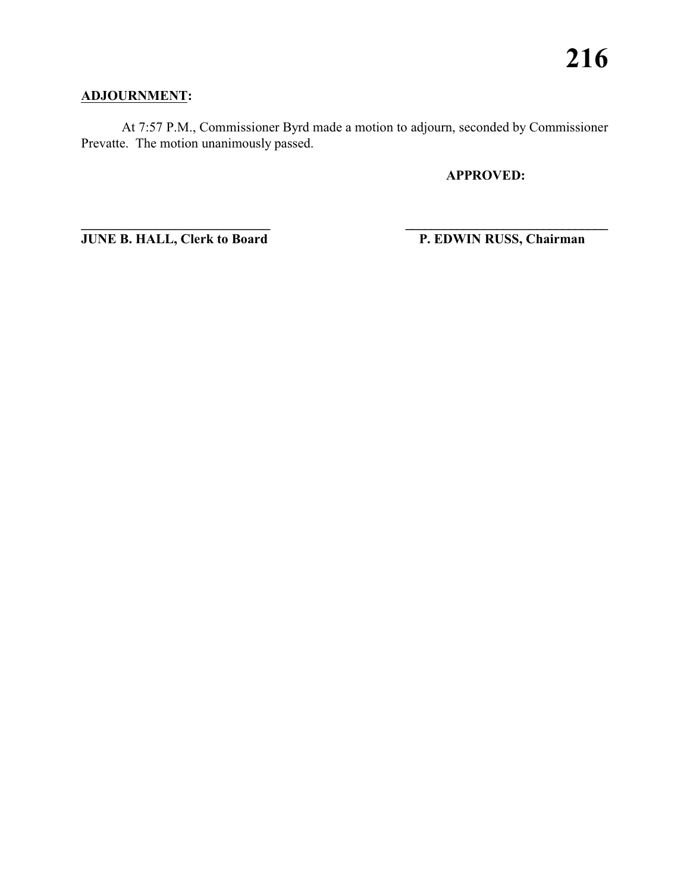**ADJOURNMENT:**

At 7:57 P.M., Commissioner Byrd made a motion to adjourn, seconded by Commissioner Prevatte. The motion unanimously passed.

**APPROVED:**

**\_\_\_\_\_\_\_\_\_\_\_\_\_\_\_\_\_\_\_\_\_\_\_\_\_\_\_\_\_\_**
**JUNE B. HALL, Clerk to Board**

**\_\_\_\_\_\_\_\_\_\_\_\_\_\_\_\_\_\_\_\_\_\_\_\_\_\_\_\_\_\_**
**P. EDWIN RUSS, Chairman**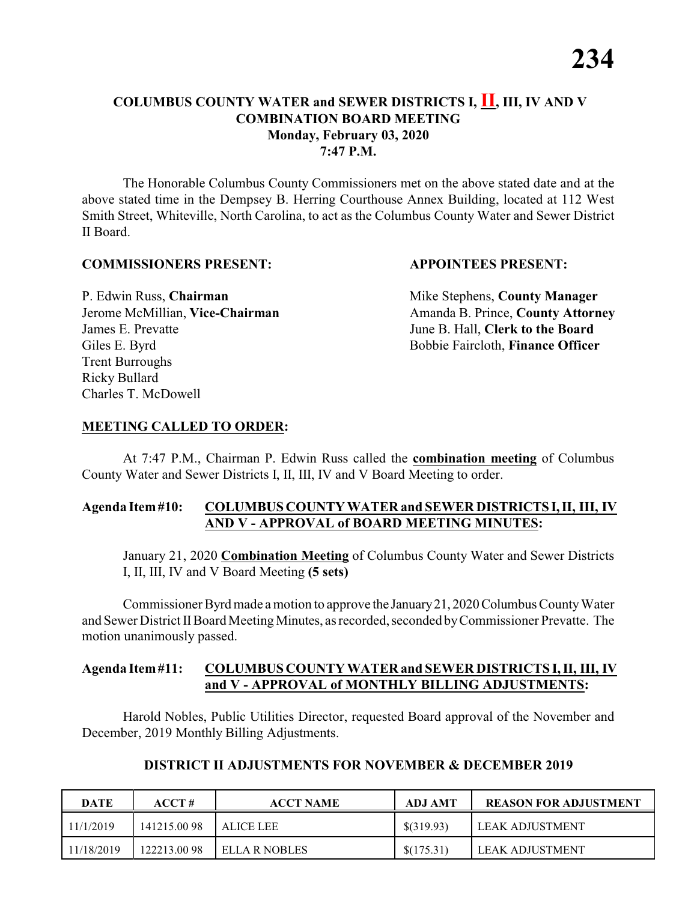# COLUMBUS COUNTY WATER and SEWER DISTRICTS I, II, III, IV AND V
## COMBINATION BOARD MEETING
### Monday, February 03, 2020
### 7:47 P.M.

The Honorable Columbus County Commissioners met on the above stated date and at the above stated time in the Dempsey B. Herring Courthouse Annex Building, located at 112 West Smith Street, Whiteville, North Carolina, to act as the Columbus County Water and Sewer District II Board.

**COMMISSIONERS PRESENT:**

P. Edwin Russ, **Chairman**
Jerome McMillian, **Vice-Chairman**
James E. Prevatte
Giles E. Byrd
Trent Burroughs
Ricky Bullard
Charles T. McDowell

**APPOINTEES PRESENT:**

Mike Stephens, **County Manager**
Amanda B. Prince, **County Attorney**
June B. Hall, **Clerk to the Board**
Bobbie Faircloth, **Finance Officer**

**MEETING CALLED TO ORDER:**

At 7:47 P.M., Chairman P. Edwin Russ called the **combination meeting** of Columbus County Water and Sewer Districts I, II, III, IV and V Board Meeting to order.

**Agenda Item #10: COLUMBUS COUNTY WATER and SEWER DISTRICTS I, II, III, IV AND V - APPROVAL of BOARD MEETING MINUTES:**

January 21, 2020 **Combination Meeting** of Columbus County Water and Sewer Districts I, II, III, IV and V Board Meeting **(5 sets)**

Commissioner Byrd made a motion to approve the January 21, 2020 Columbus County Water and Sewer District II Board Meeting Minutes, as recorded, seconded by Commissioner Prevatte. The motion unanimously passed.

**Agenda Item #11: COLUMBUS COUNTY WATER and SEWER DISTRICTS I, II, III, IV and V - APPROVAL of MONTHLY BILLING ADJUSTMENTS:**

Harold Nobles, Public Utilities Director, requested Board approval of the November and December, 2019 Monthly Billing Adjustments.

**DISTRICT II ADJUSTMENTS FOR NOVEMBER & DECEMBER 2019**

| DATE | ACCT # | ACCT NAME | ADJ AMT | REASON FOR ADJUSTMENT |
|---|---|---|---|---|
| 11/1/2019 | 141215.00 98 | ALICE LEE | $(319.93) | LEAK ADJUSTMENT |
| 11/18/2019 | 122213.00 98 | ELLA R NOBLES | $(175.31) | LEAK ADJUSTMENT |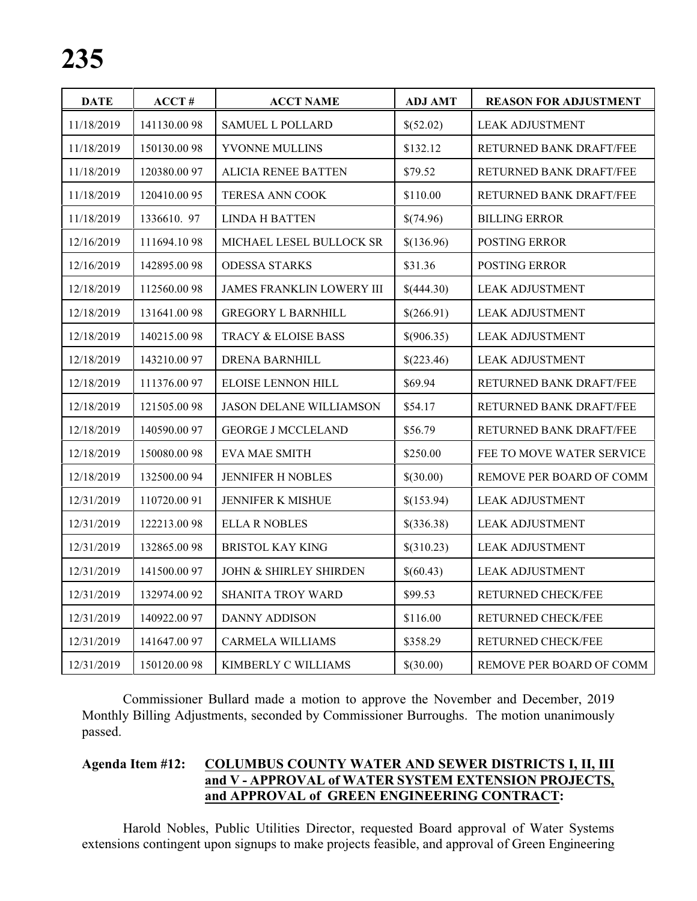| DATE | ACCT # | ACCT NAME | ADJ AMT | REASON FOR ADJUSTMENT |
|---|---|---|---|---|
| 11/18/2019 | 141130.00 98 | SAMUEL L POLLARD | $(52.02) | LEAK ADJUSTMENT |
| 11/18/2019 | 150130.00 98 | YVONNE MULLINS | $132.12 | RETURNED BANK DRAFT/FEE |
| 11/18/2019 | 120380.00 97 | ALICIA RENEE BATTEN | $79.52 | RETURNED BANK DRAFT/FEE |
| 11/18/2019 | 120410.00 95 | TERESA ANN COOK | $110.00 | RETURNED BANK DRAFT/FEE |
| 11/18/2019 | 1336610. 97 | LINDA H BATTEN | $(74.96) | BILLING ERROR |
| 12/16/2019 | 111694.10 98 | MICHAEL LESEL BULLOCK SR | $(136.96) | POSTING ERROR |
| 12/16/2019 | 142895.00 98 | ODESSA STARKS | $31.36 | POSTING ERROR |
| 12/18/2019 | 112560.00 98 | JAMES FRANKLIN LOWERY III | $(444.30) | LEAK ADJUSTMENT |
| 12/18/2019 | 131641.00 98 | GREGORY L BARNHILL | $(266.91) | LEAK ADJUSTMENT |
| 12/18/2019 | 140215.00 98 | TRACY & ELOISE BASS | $(906.35) | LEAK ADJUSTMENT |
| 12/18/2019 | 143210.00 97 | DRENA BARNHILL | $(223.46) | LEAK ADJUSTMENT |
| 12/18/2019 | 111376.00 97 | ELOISE LENNON HILL | $69.94 | RETURNED BANK DRAFT/FEE |
| 12/18/2019 | 121505.00 98 | JASON DELANE WILLIAMSON | $54.17 | RETURNED BANK DRAFT/FEE |
| 12/18/2019 | 140590.00 97 | GEORGE J MCCLELAND | $56.79 | RETURNED BANK DRAFT/FEE |
| 12/18/2019 | 150080.00 98 | EVA MAE SMITH | $250.00 | FEE TO MOVE WATER SERVICE |
| 12/18/2019 | 132500.00 94 | JENNIFER H NOBLES | $(30.00) | REMOVE PER BOARD OF COMM |
| 12/31/2019 | 110720.00 91 | JENNIFER K MISHUE | $(153.94) | LEAK ADJUSTMENT |
| 12/31/2019 | 122213.00 98 | ELLA R NOBLES | $(336.38) | LEAK ADJUSTMENT |
| 12/31/2019 | 132865.00 98 | BRISTOL KAY KING | $(310.23) | LEAK ADJUSTMENT |
| 12/31/2019 | 141500.00 97 | JOHN & SHIRLEY SHIRDEN | $(60.43) | LEAK ADJUSTMENT |
| 12/31/2019 | 132974.00 92 | SHANITA TROY WARD | $99.53 | RETURNED CHECK/FEE |
| 12/31/2019 | 140922.00 97 | DANNY ADDISON | $116.00 | RETURNED CHECK/FEE |
| 12/31/2019 | 141647.00 97 | CARMELA WILLIAMS | $358.29 | RETURNED CHECK/FEE |
| 12/31/2019 | 150120.00 98 | KIMBERLY C WILLIAMS | $(30.00) | REMOVE PER BOARD OF COMM |

Commissioner Bullard made a motion to approve the November and December, 2019 Monthly Billing Adjustments, seconded by Commissioner Burroughs. The motion unanimously passed.

**Agenda Item #12: COLUMBUS COUNTY WATER AND SEWER DISTRICTS I, II, III and V - APPROVAL of WATER SYSTEM EXTENSION PROJECTS, and APPROVAL of GREEN ENGINEERING CONTRACT:**

Harold Nobles, Public Utilities Director, requested Board approval of Water Systems extensions contingent upon signups to make projects feasible, and approval of Green Engineering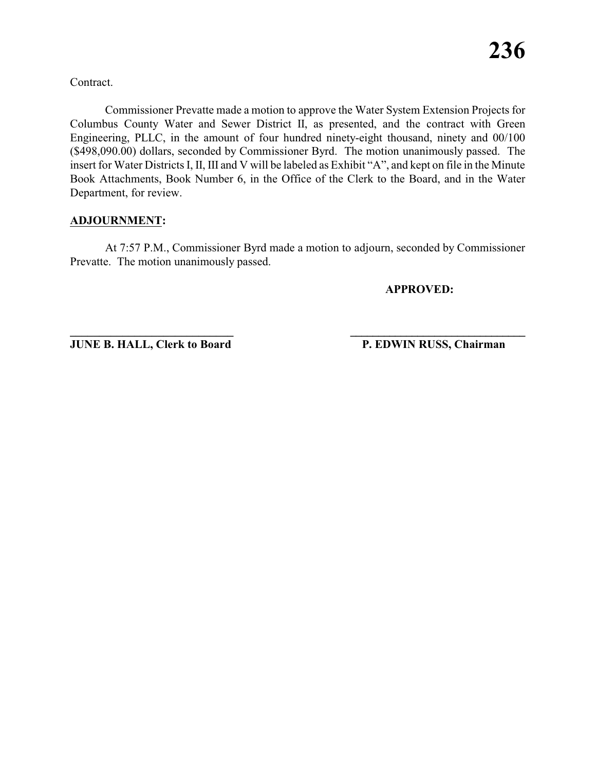Contract.

Commissioner Prevatte made a motion to approve the Water System Extension Projects for Columbus County Water and Sewer District II, as presented, and the contract with Green Engineering, PLLC, in the amount of four hundred ninety-eight thousand, ninety and 00/100 ($498,090.00) dollars, seconded by Commissioner Byrd. The motion unanimously passed. The insert for Water Districts I, II, III and V will be labeled as Exhibit "A", and kept on file in the Minute Book Attachments, Book Number 6, in the Office of the Clerk to the Board, and in the Water Department, for review.

**ADJOURNMENT:**

At 7:57 P.M., Commissioner Byrd made a motion to adjourn, seconded by Commissioner Prevatte. The motion unanimously passed.

**APPROVED:**

**\_\_\_\_\_\_\_\_\_\_\_\_\_\_\_\_\_\_\_\_\_\_\_\_\_\_\_\_\_\_\_**
**JUNE B. HALL, Clerk to Board**

**\_\_\_\_\_\_\_\_\_\_\_\_\_\_\_\_\_\_\_\_\_\_\_\_\_\_\_\_\_\_\_**
**P. EDWIN RUSS, Chairman**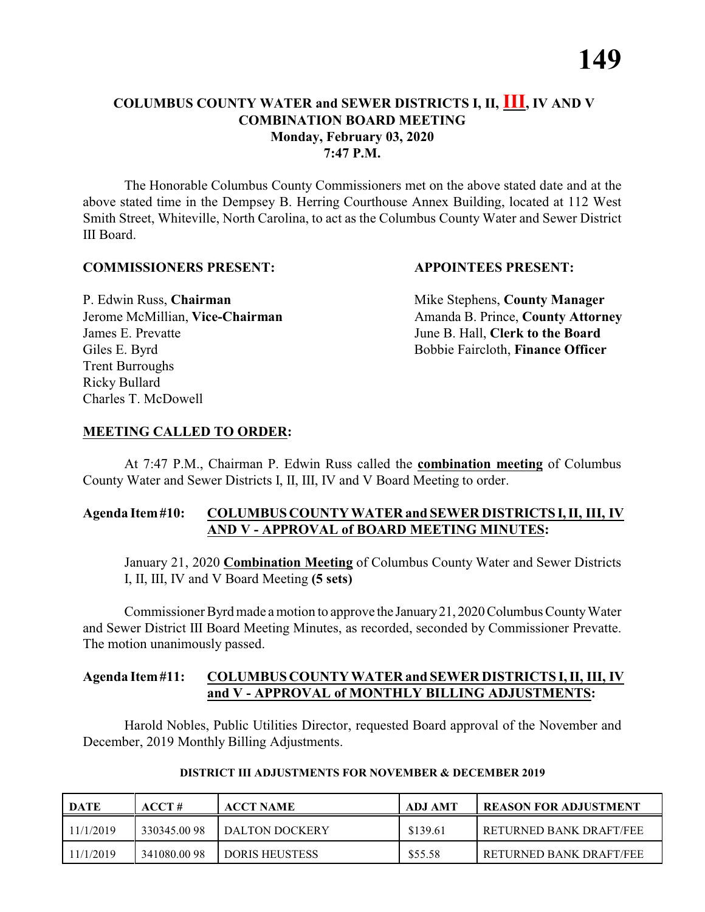# COLUMBUS COUNTY WATER and SEWER DISTRICTS I, II, III, IV AND V COMBINATION BOARD MEETING
## Monday, February 03, 2020
## 7:47 P.M.

The Honorable Columbus County Commissioners met on the above stated date and at the above stated time in the Dempsey B. Herring Courthouse Annex Building, located at 112 West Smith Street, Whiteville, North Carolina, to act as the Columbus County Water and Sewer District III Board.

**COMMISSIONERS PRESENT:**

P. Edwin Russ, **Chairman**
Jerome McMillian, **Vice-Chairman**
James E. Prevatte
Giles E. Byrd
Trent Burroughs
Ricky Bullard
Charles T. McDowell

**APPOINTEES PRESENT:**

Mike Stephens, **County Manager**
Amanda B. Prince, **County Attorney**
June B. Hall, **Clerk to the Board**
Bobbie Faircloth, **Finance Officer**

**MEETING CALLED TO ORDER:**

At 7:47 P.M., Chairman P. Edwin Russ called the **combination meeting** of Columbus County Water and Sewer Districts I, II, III, IV and V Board Meeting to order.

**Agenda Item #10: COLUMBUS COUNTY WATER and SEWER DISTRICTS I, II, III, IV AND V - APPROVAL of BOARD MEETING MINUTES:**

January 21, 2020 **Combination Meeting** of Columbus County Water and Sewer Districts I, II, III, IV and V Board Meeting **(5 sets)**

Commissioner Byrd made a motion to approve the January 21, 2020 Columbus County Water and Sewer District III Board Meeting Minutes, as recorded, seconded by Commissioner Prevatte. The motion unanimously passed.

**Agenda Item #11: COLUMBUS COUNTY WATER and SEWER DISTRICTS I, II, III, IV and V - APPROVAL of MONTHLY BILLING ADJUSTMENTS:**

Harold Nobles, Public Utilities Director, requested Board approval of the November and December, 2019 Monthly Billing Adjustments.

**DISTRICT III ADJUSTMENTS FOR NOVEMBER & DECEMBER 2019**

| DATE | ACCT # | ACCT NAME | ADJ AMT | REASON FOR ADJUSTMENT |
|---|---|---|---|---|
| 11/1/2019 | 330345.00 98 | DALTON DOCKERY | $139.61 | RETURNED BANK DRAFT/FEE |
| 11/1/2019 | 341080.00 98 | DORIS HEUSTESS | $55.58 | RETURNED BANK DRAFT/FEE |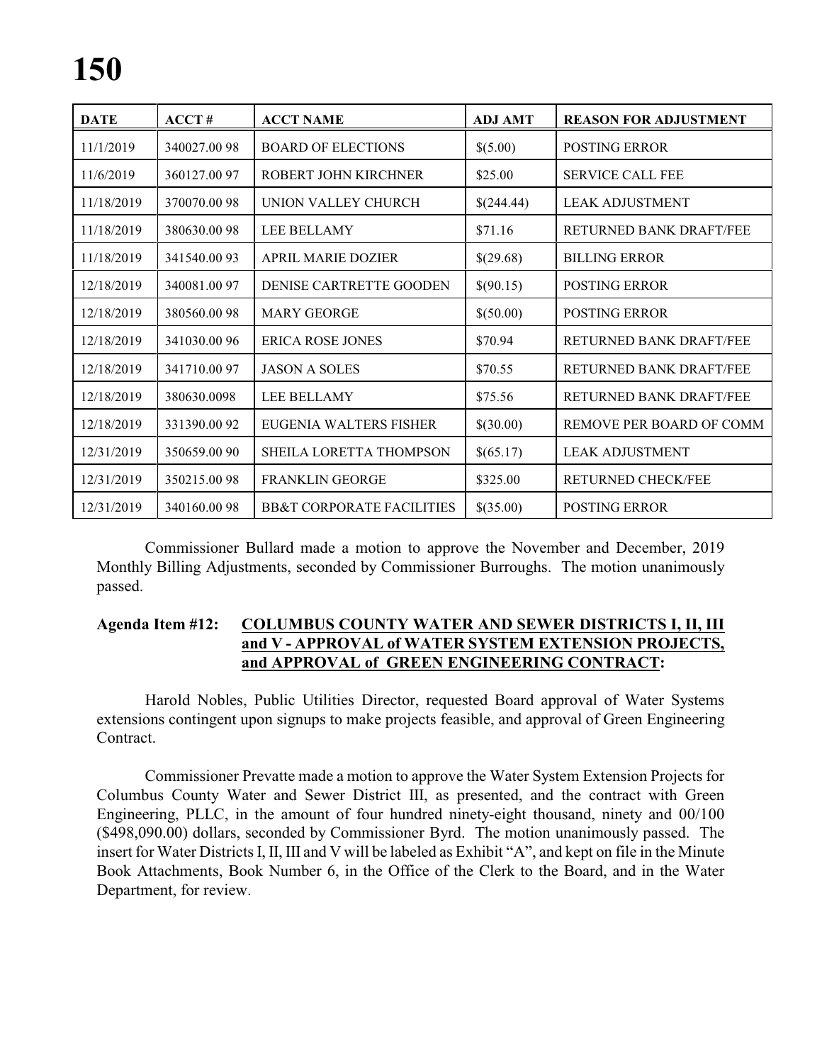| DATE | ACCT # | ACCT NAME | ADJ AMT | REASON FOR ADJUSTMENT |
|---|---|---|---|---|
| 11/1/2019 | 340027.00 98 | BOARD OF ELECTIONS | $(5.00) | POSTING ERROR |
| 11/6/2019 | 360127.00 97 | ROBERT JOHN KIRCHNER | $25.00 | SERVICE CALL FEE |
| 11/18/2019 | 370070.00 98 | UNION VALLEY CHURCH | $(244.44) | LEAK ADJUSTMENT |
| 11/18/2019 | 380630.00 98 | LEE BELLAMY | $71.16 | RETURNED BANK DRAFT/FEE |
| 11/18/2019 | 341540.00 93 | APRIL MARIE DOZIER | $(29.68) | BILLING ERROR |
| 12/18/2019 | 340081.00 97 | DENISE CARTRETTE GOODEN | $(90.15) | POSTING ERROR |
| 12/18/2019 | 380560.00 98 | MARY GEORGE | $(50.00) | POSTING ERROR |
| 12/18/2019 | 341030.00 96 | ERICA ROSE JONES | $70.94 | RETURNED BANK DRAFT/FEE |
| 12/18/2019 | 341710.00 97 | JASON A SOLES | $70.55 | RETURNED BANK DRAFT/FEE |
| 12/18/2019 | 380630.0098 | LEE BELLAMY | $75.56 | RETURNED BANK DRAFT/FEE |
| 12/18/2019 | 331390.00 92 | EUGENIA WALTERS FISHER | $(30.00) | REMOVE PER BOARD OF COMM |
| 12/31/2019 | 350659.00 90 | SHEILA LORETTA THOMPSON | $(65.17) | LEAK ADJUSTMENT |
| 12/31/2019 | 350215.00 98 | FRANKLIN GEORGE | $325.00 | RETURNED CHECK/FEE |
| 12/31/2019 | 340160.00 98 | BB&T CORPORATE FACILITIES | $(35.00) | POSTING ERROR |

Commissioner Bullard made a motion to approve the November and December, 2019 Monthly Billing Adjustments, seconded by Commissioner Burroughs. The motion unanimously passed.

**Agenda Item #12: <u>COLUMBUS COUNTY WATER AND SEWER DISTRICTS I, II, III and V - APPROVAL of WATER SYSTEM EXTENSION PROJECTS, and APPROVAL of GREEN ENGINEERING CONTRACT</u>:**

Harold Nobles, Public Utilities Director, requested Board approval of Water Systems extensions contingent upon signups to make projects feasible, and approval of Green Engineering Contract.

Commissioner Prevatte made a motion to approve the Water System Extension Projects for Columbus County Water and Sewer District III, as presented, and the contract with Green Engineering, PLLC, in the amount of four hundred ninety-eight thousand, ninety and 00/100 ($498,090.00) dollars, seconded by Commissioner Byrd. The motion unanimously passed. The insert for Water Districts I, II, III and V will be labeled as Exhibit "A", and kept on file in the Minute Book Attachments, Book Number 6, in the Office of the Clerk to the Board, and in the Water Department, for review.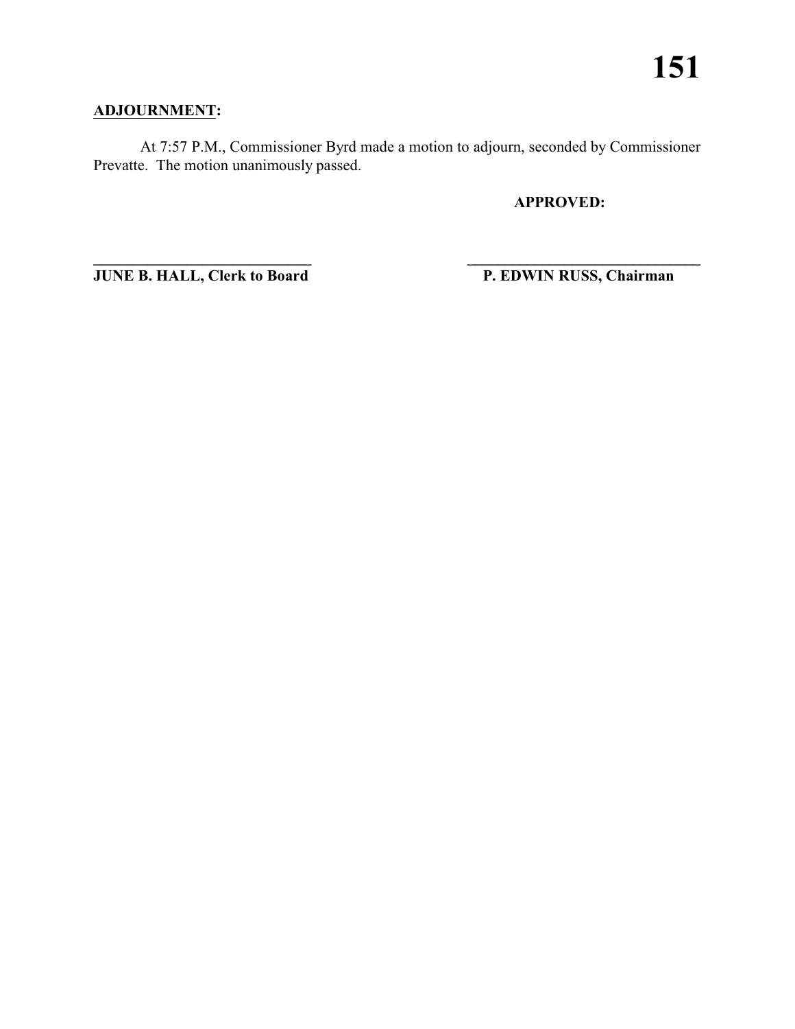**ADJOURNMENT:**

At 7:57 P.M., Commissioner Byrd made a motion to adjourn, seconded by Commissioner Prevatte. The motion unanimously passed.

**APPROVED:**

**JUNE B. HALL, Clerk to Board** | **P. EDWIN RUSS, Chairman**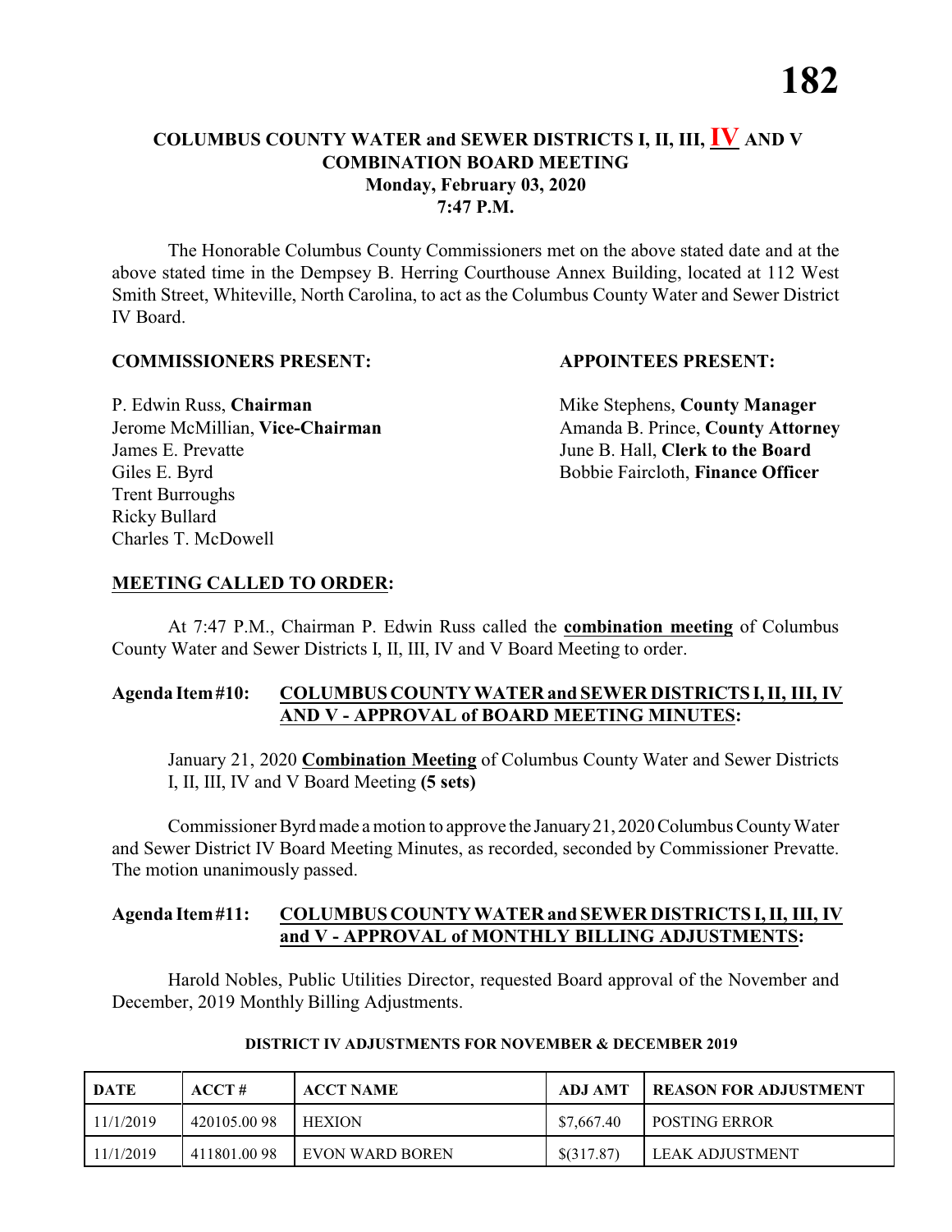# COLUMBUS COUNTY WATER and SEWER DISTRICTS I, II, III, IV AND V COMBINATION BOARD MEETING
## Monday, February 03, 2020
## 7:47 P.M.

The Honorable Columbus County Commissioners met on the above stated date and at the above stated time in the Dempsey B. Herring Courthouse Annex Building, located at 112 West Smith Street, Whiteville, North Carolina, to act as the Columbus County Water and Sewer District IV Board.

**COMMISSIONERS PRESENT:**

P. Edwin Russ, **Chairman**
Jerome McMillian, **Vice-Chairman**
James E. Prevatte
Giles E. Byrd
Trent Burroughs
Ricky Bullard
Charles T. McDowell

**APPOINTEES PRESENT:**

Mike Stephens, **County Manager**
Amanda B. Prince, **County Attorney**
June B. Hall, **Clerk to the Board**
Bobbie Faircloth, **Finance Officer**

**MEETING CALLED TO ORDER:**

At 7:47 P.M., Chairman P. Edwin Russ called the **combination meeting** of Columbus County Water and Sewer Districts I, II, III, IV and V Board Meeting to order.

**Agenda Item #10: COLUMBUS COUNTY WATER and SEWER DISTRICTS I, II, III, IV AND V - APPROVAL of BOARD MEETING MINUTES:**

January 21, 2020 **Combination Meeting** of Columbus County Water and Sewer Districts I, II, III, IV and V Board Meeting **(5 sets)**

Commissioner Byrd made a motion to approve the January 21, 2020 Columbus County Water and Sewer District IV Board Meeting Minutes, as recorded, seconded by Commissioner Prevatte. The motion unanimously passed.

**Agenda Item #11: COLUMBUS COUNTY WATER and SEWER DISTRICTS I, II, III, IV and V - APPROVAL of MONTHLY BILLING ADJUSTMENTS:**

Harold Nobles, Public Utilities Director, requested Board approval of the November and December, 2019 Monthly Billing Adjustments.

**DISTRICT IV ADJUSTMENTS FOR NOVEMBER & DECEMBER 2019**

| DATE | ACCT # | ACCT NAME | ADJ AMT | REASON FOR ADJUSTMENT |
|---|---|---|---|---|
| 11/1/2019 | 420105.00 98 | HEXION | $7,667.40 | POSTING ERROR |
| 11/1/2019 | 411801.00 98 | EVON WARD BOREN | $(317.87) | LEAK ADJUSTMENT |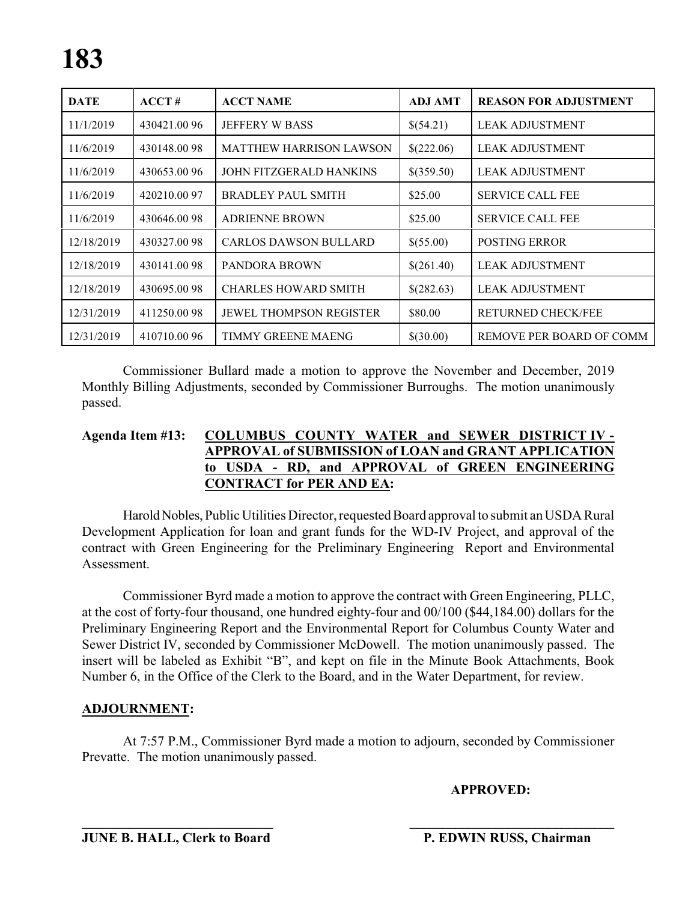| DATE | ACCT # | ACCT NAME | ADJ AMT | REASON FOR ADJUSTMENT |
|---|---|---|---|---|
| 11/1/2019 | 430421.00 96 | JEFFERY W BASS | $(54.21) | LEAK ADJUSTMENT |
| 11/6/2019 | 430148.00 98 | MATTHEW HARRISON LAWSON | $(222.06) | LEAK ADJUSTMENT |
| 11/6/2019 | 430653.00 96 | JOHN FITZGERALD HANKINS | $(359.50) | LEAK ADJUSTMENT |
| 11/6/2019 | 420210.00 97 | BRADLEY PAUL SMITH | $25.00 | SERVICE CALL FEE |
| 11/6/2019 | 430646.00 98 | ADRIENNE BROWN | $25.00 | SERVICE CALL FEE |
| 12/18/2019 | 430327.00 98 | CARLOS DAWSON BULLARD | $(55.00) | POSTING ERROR |
| 12/18/2019 | 430141.00 98 | PANDORA BROWN | $(261.40) | LEAK ADJUSTMENT |
| 12/18/2019 | 430695.00 98 | CHARLES HOWARD SMITH | $(282.63) | LEAK ADJUSTMENT |
| 12/31/2019 | 411250.00 98 | JEWEL THOMPSON REGISTER | $80.00 | RETURNED CHECK/FEE |
| 12/31/2019 | 410710.00 96 | TIMMY GREENE MAENG | $(30.00) | REMOVE PER BOARD OF COMM |

Commissioner Bullard made a motion to approve the November and December, 2019 Monthly Billing Adjustments, seconded by Commissioner Burroughs. The motion unanimously passed.

**Agenda Item #13: COLUMBUS COUNTY WATER and SEWER DISTRICT IV - APPROVAL of SUBMISSION of LOAN and GRANT APPLICATION to USDA - RD, and APPROVAL of GREEN ENGINEERING CONTRACT for PER AND EA:**

Harold Nobles, Public Utilities Director, requested Board approval to submit an USDA Rural Development Application for loan and grant funds for the WD-IV Project, and approval of the contract with Green Engineering for the Preliminary Engineering Report and Environmental Assessment.

Commissioner Byrd made a motion to approve the contract with Green Engineering, PLLC, at the cost of forty-four thousand, one hundred eighty-four and 00/100 ($44,184.00) dollars for the Preliminary Engineering Report and the Environmental Report for Columbus County Water and Sewer District IV, seconded by Commissioner McDowell. The motion unanimously passed. The insert will be labeled as Exhibit "B", and kept on file in the Minute Book Attachments, Book Number 6, in the Office of the Clerk to the Board, and in the Water Department, for review.

**ADJOURNMENT:**

At 7:57 P.M., Commissioner Byrd made a motion to adjourn, seconded by Commissioner Prevatte. The motion unanimously passed.

**APPROVED:**

**JUNE B. HALL, Clerk to Board** | **P. EDWIN RUSS, Chairman**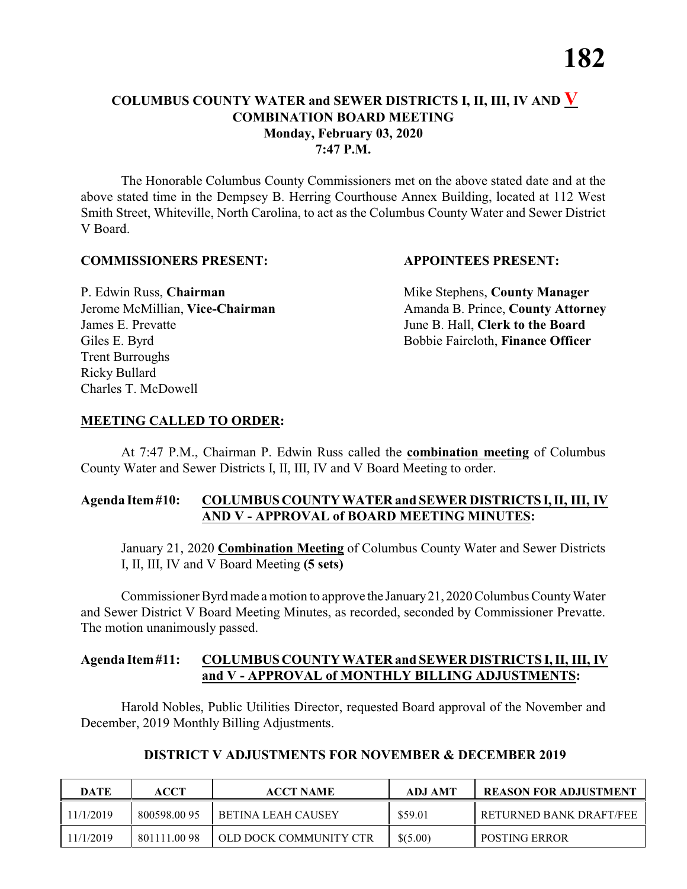# COLUMBUS COUNTY WATER and SEWER DISTRICTS I, II, III, IV AND V
## COMBINATION BOARD MEETING
### Monday, February 03, 2020
### 7:47 P.M.

The Honorable Columbus County Commissioners met on the above stated date and at the above stated time in the Dempsey B. Herring Courthouse Annex Building, located at 112 West Smith Street, Whiteville, North Carolina, to act as the Columbus County Water and Sewer District V Board.

**COMMISSIONERS PRESENT:**

P. Edwin Russ, **Chairman**
Jerome McMillian, **Vice-Chairman**
James E. Prevatte
Giles E. Byrd
Trent Burroughs
Ricky Bullard
Charles T. McDowell

**APPOINTEES PRESENT:**

Mike Stephens, **County Manager**
Amanda B. Prince, **County Attorney**
June B. Hall, **Clerk to the Board**
Bobbie Faircloth, **Finance Officer**

**MEETING CALLED TO ORDER:**

At 7:47 P.M., Chairman P. Edwin Russ called the **combination meeting** of Columbus County Water and Sewer Districts I, II, III, IV and V Board Meeting to order.

**Agenda Item #10: COLUMBUS COUNTY WATER and SEWER DISTRICTS I, II, III, IV AND V - APPROVAL of BOARD MEETING MINUTES:**

January 21, 2020 **Combination Meeting** of Columbus County Water and Sewer Districts I, II, III, IV and V Board Meeting **(5 sets)**

Commissioner Byrd made a motion to approve the January 21, 2020 Columbus County Water and Sewer District V Board Meeting Minutes, as recorded, seconded by Commissioner Prevatte. The motion unanimously passed.

**Agenda Item #11: COLUMBUS COUNTY WATER and SEWER DISTRICTS I, II, III, IV and V - APPROVAL of MONTHLY BILLING ADJUSTMENTS:**

Harold Nobles, Public Utilities Director, requested Board approval of the November and December, 2019 Monthly Billing Adjustments.

**DISTRICT V ADJUSTMENTS FOR NOVEMBER & DECEMBER 2019**

| DATE | ACCT | ACCT NAME | ADJ AMT | REASON FOR ADJUSTMENT |
|---|---|---|---|---|
| 11/1/2019 | 800598.00 95 | BETINA LEAH CAUSEY | $59.01 | RETURNED BANK DRAFT/FEE |
| 11/1/2019 | 801111.00 98 | OLD DOCK COMMUNITY CTR | $(5.00) | POSTING ERROR |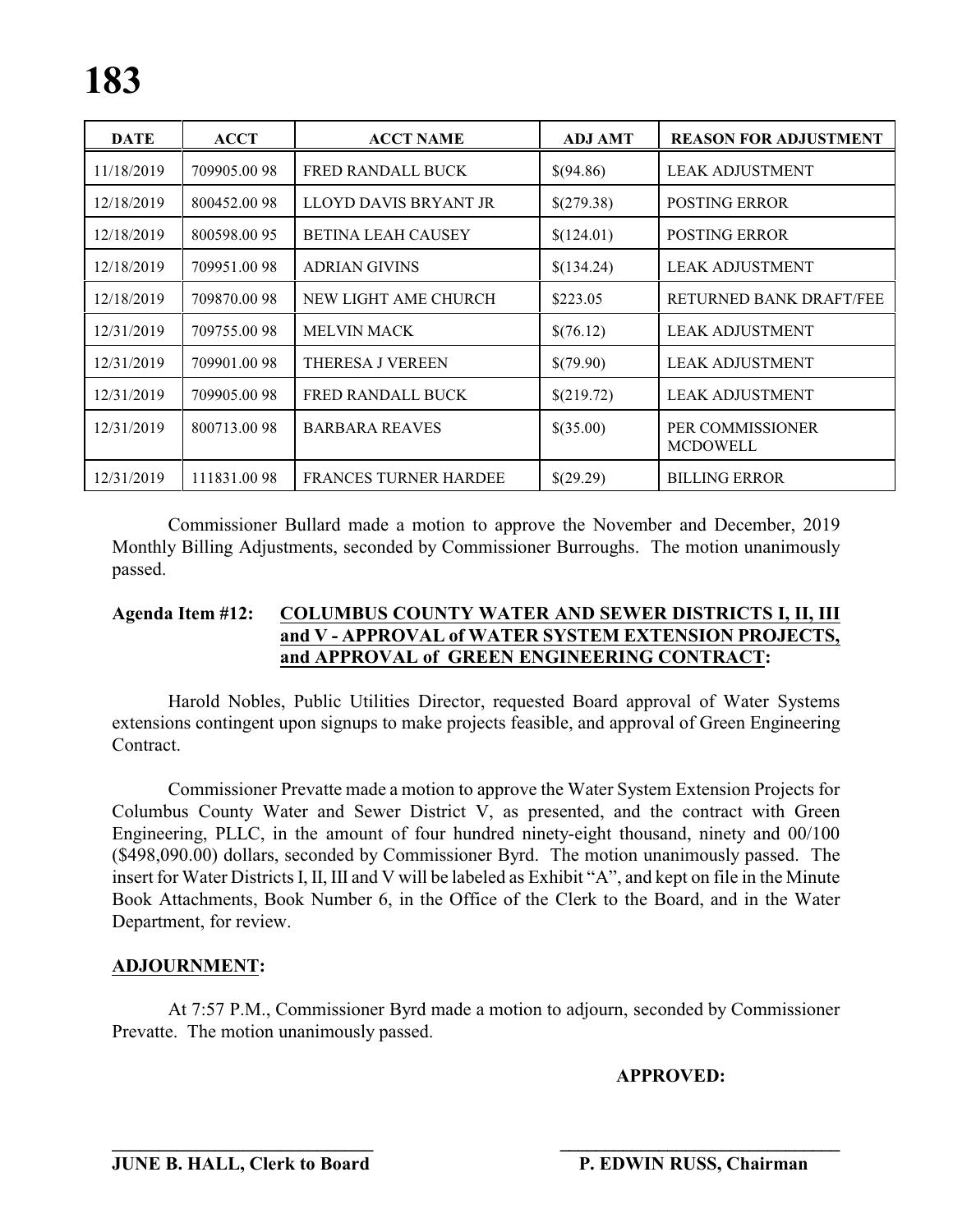| DATE | ACCT | ACCT NAME | ADJ AMT | REASON FOR ADJUSTMENT |
|---|---|---|---|---|
| 11/18/2019 | 709905.00 98 | FRED RANDALL BUCK | $(94.86) | LEAK ADJUSTMENT |
| 12/18/2019 | 800452.00 98 | LLOYD DAVIS BRYANT JR | $(279.38) | POSTING ERROR |
| 12/18/2019 | 800598.00 95 | BETINA LEAH CAUSEY | $(124.01) | POSTING ERROR |
| 12/18/2019 | 709951.00 98 | ADRIAN GIVINS | $(134.24) | LEAK ADJUSTMENT |
| 12/18/2019 | 709870.00 98 | NEW LIGHT AME CHURCH | $223.05 | RETURNED BANK DRAFT/FEE |
| 12/31/2019 | 709755.00 98 | MELVIN MACK | $(76.12) | LEAK ADJUSTMENT |
| 12/31/2019 | 709901.00 98 | THERESA J VEREEN | $(79.90) | LEAK ADJUSTMENT |
| 12/31/2019 | 709905.00 98 | FRED RANDALL BUCK | $(219.72) | LEAK ADJUSTMENT |
| 12/31/2019 | 800713.00 98 | BARBARA REAVES | $(35.00) | PER COMMISSIONER MCDOWELL |
| 12/31/2019 | 111831.00 98 | FRANCES TURNER HARDEE | $(29.29) | BILLING ERROR |

Commissioner Bullard made a motion to approve the November and December, 2019 Monthly Billing Adjustments, seconded by Commissioner Burroughs. The motion unanimously passed.

**Agenda Item #12: <u>COLUMBUS COUNTY WATER AND SEWER DISTRICTS I, II, III and V - APPROVAL of WATER SYSTEM EXTENSION PROJECTS, and APPROVAL of GREEN ENGINEERING CONTRACT</u>:**

Harold Nobles, Public Utilities Director, requested Board approval of Water Systems extensions contingent upon signups to make projects feasible, and approval of Green Engineering Contract.

Commissioner Prevatte made a motion to approve the Water System Extension Projects for Columbus County Water and Sewer District V, as presented, and the contract with Green Engineering, PLLC, in the amount of four hundred ninety-eight thousand, ninety and 00/100 ($498,090.00) dollars, seconded by Commissioner Byrd. The motion unanimously passed. The insert for Water Districts I, II, III and V will be labeled as Exhibit "A", and kept on file in the Minute Book Attachments, Book Number 6, in the Office of the Clerk to the Board, and in the Water Department, for review.

**<u>ADJOURNMENT</u>:**

At 7:57 P.M., Commissioner Byrd made a motion to adjourn, seconded by Commissioner Prevatte. The motion unanimously passed.

**APPROVED:**

**JUNE B. HALL, Clerk to Board** | **P. EDWIN RUSS, Chairman**